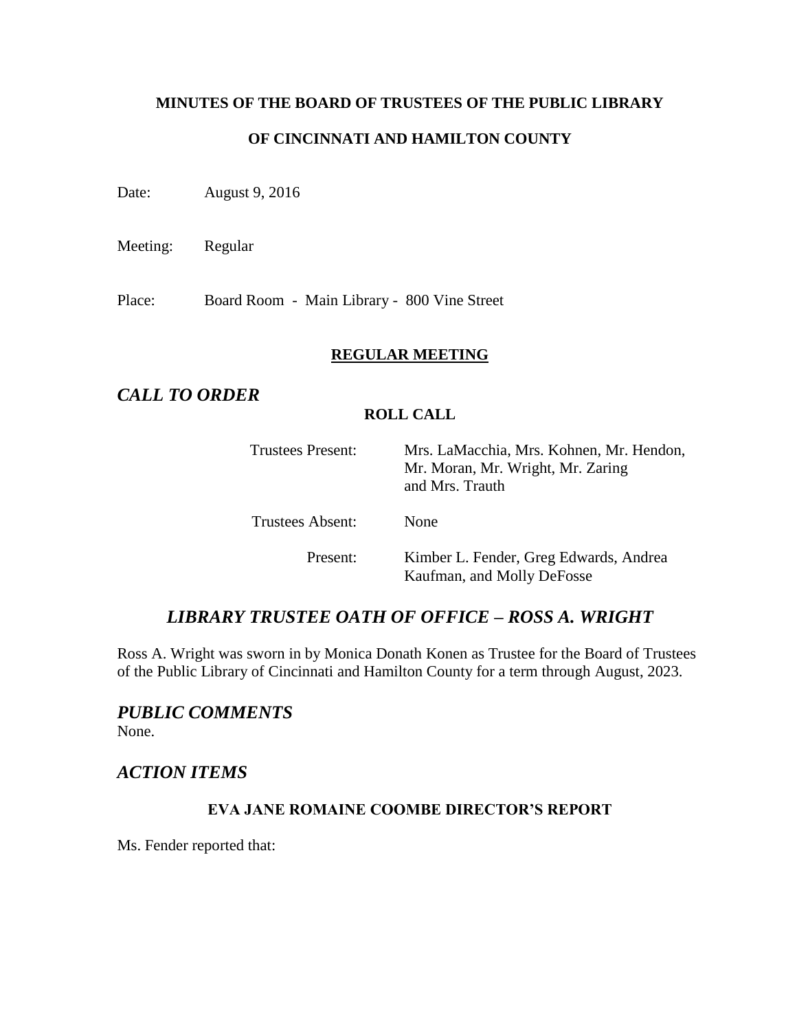**MINUTES OF THE BOARD OF TRUSTEES OF THE PUBLIC LIBRARY**

**OF CINCINNATI AND HAMILTON COUNTY**

Date: August 9, 2016

Meeting: Regular

Place: Board Room - Main Library - 800 Vine Street

**REGULAR MEETING**

## *CALL TO ORDER*

**ROLL CALL**

Trustees Present: Mrs. LaMacchia, Mrs. Kohnen, Mr. Hendon, Mr. Moran, Mr. Wright, Mr. Zaring and Mrs. Trauth

Trustees Absent: None

Present: Kimber L. Fender, Greg Edwards, Andrea Kaufman, and Molly DeFosse

## *LIBRARY TRUSTEE OATH OF OFFICE – ROSS A. WRIGHT*

Ross A. Wright was sworn in by Monica Donath Konen as Trustee for the Board of Trustees of the Public Library of Cincinnati and Hamilton County for a term through August, 2023.

## *PUBLIC COMMENTS*

None.

## *ACTION ITEMS*

**EVA JANE ROMAINE COOMBE DIRECTOR'S REPORT**

Ms. Fender reported that: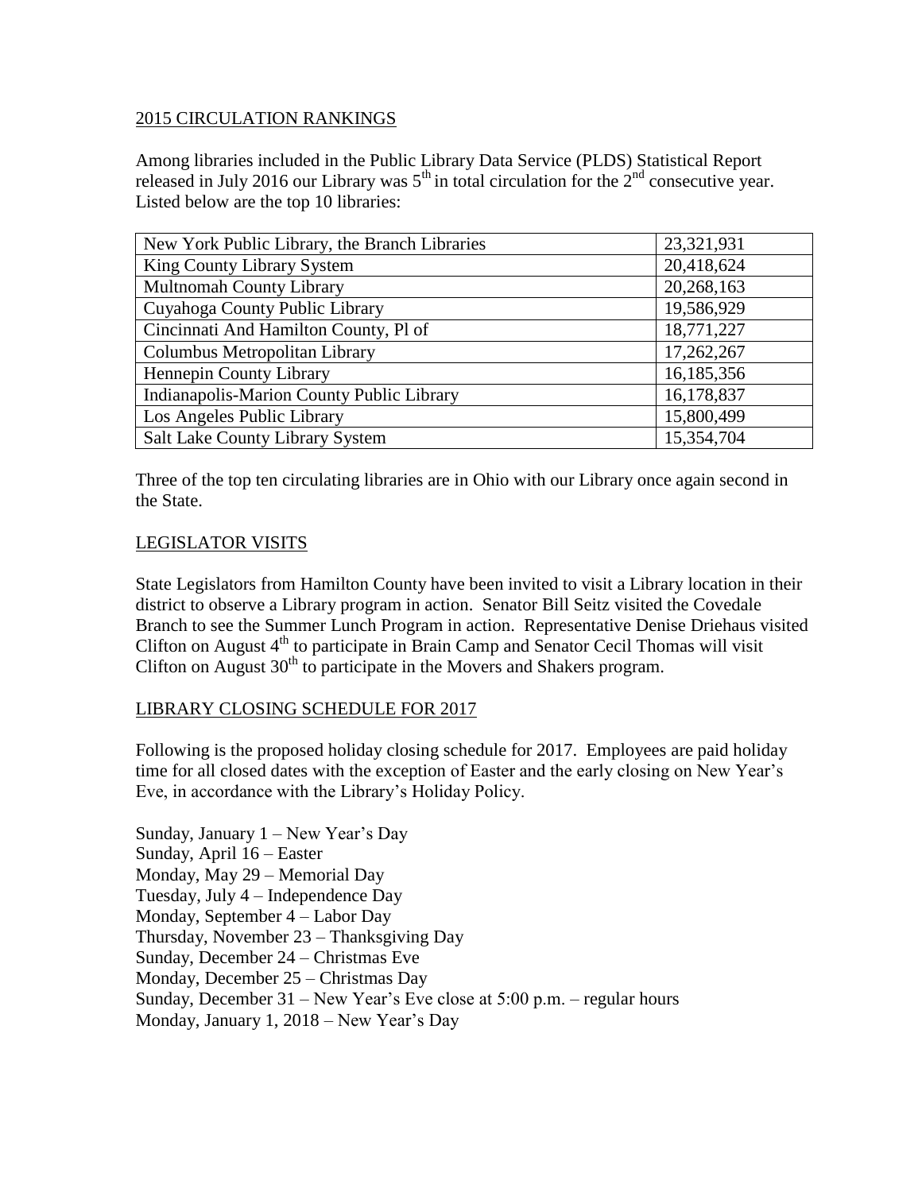## 2015 CIRCULATION RANKINGS

Among libraries included in the Public Library Data Service (PLDS) Statistical Report released in July 2016 our Library was 5th in total circulation for the 2nd consecutive year. Listed below are the top 10 libraries:

| | |
|---|---|
| New York Public Library, the Branch Libraries | 23,321,931 |
| King County Library System | 20,418,624 |
| Multnomah County Library | 20,268,163 |
| Cuyahoga County Public Library | 19,586,929 |
| Cincinnati And Hamilton County, Pl of | 18,771,227 |
| Columbus Metropolitan Library | 17,262,267 |
| Hennepin County Library | 16,185,356 |
| Indianapolis-Marion County Public Library | 16,178,837 |
| Los Angeles Public Library | 15,800,499 |
| Salt Lake County Library System | 15,354,704 |

Three of the top ten circulating libraries are in Ohio with our Library once again second in the State.

## LEGISLATOR VISITS

State Legislators from Hamilton County have been invited to visit a Library location in their district to observe a Library program in action. Senator Bill Seitz visited the Covedale Branch to see the Summer Lunch Program in action. Representative Denise Driehaus visited Clifton on August 4th to participate in Brain Camp and Senator Cecil Thomas will visit Clifton on August 30th to participate in the Movers and Shakers program.

## LIBRARY CLOSING SCHEDULE FOR 2017

Following is the proposed holiday closing schedule for 2017. Employees are paid holiday time for all closed dates with the exception of Easter and the early closing on New Year's Eve, in accordance with the Library's Holiday Policy.

Sunday, January 1 – New Year's Day
Sunday, April 16 – Easter
Monday, May 29 – Memorial Day
Tuesday, July 4 – Independence Day
Monday, September 4 – Labor Day
Thursday, November 23 – Thanksgiving Day
Sunday, December 24 – Christmas Eve
Monday, December 25 – Christmas Day
Sunday, December 31 – New Year's Eve close at 5:00 p.m. – regular hours
Monday, January 1, 2018 – New Year's Day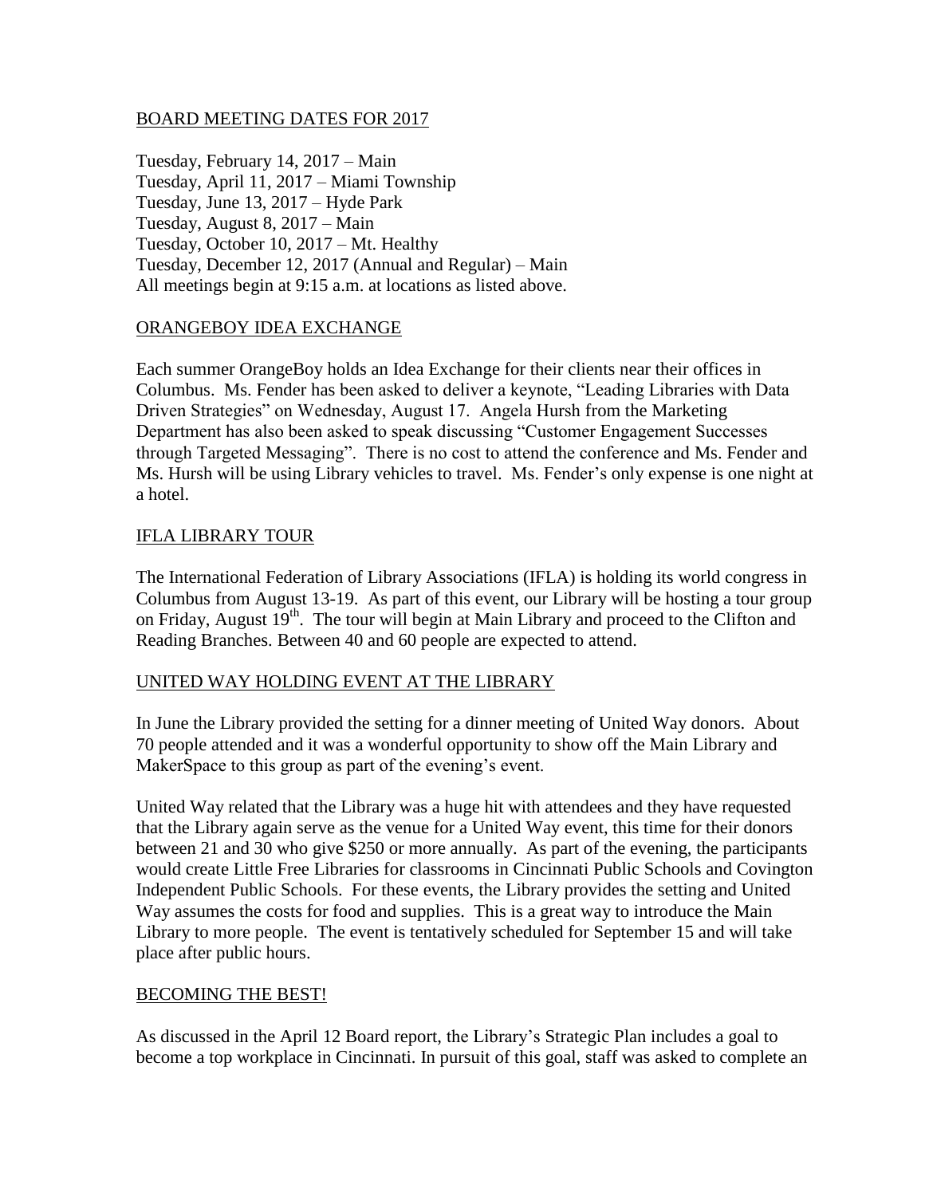## BOARD MEETING DATES FOR 2017

Tuesday, February 14, 2017 – Main
Tuesday, April 11, 2017 – Miami Township
Tuesday, June 13, 2017 – Hyde Park
Tuesday, August 8, 2017 – Main
Tuesday, October 10, 2017 – Mt. Healthy
Tuesday, December 12, 2017 (Annual and Regular) – Main
All meetings begin at 9:15 a.m. at locations as listed above.

## ORANGEBOY IDEA EXCHANGE

Each summer OrangeBoy holds an Idea Exchange for their clients near their offices in Columbus. Ms. Fender has been asked to deliver a keynote, "Leading Libraries with Data Driven Strategies" on Wednesday, August 17. Angela Hursh from the Marketing Department has also been asked to speak discussing "Customer Engagement Successes through Targeted Messaging". There is no cost to attend the conference and Ms. Fender and Ms. Hursh will be using Library vehicles to travel. Ms. Fender's only expense is one night at a hotel.

## IFLA LIBRARY TOUR

The International Federation of Library Associations (IFLA) is holding its world congress in Columbus from August 13-19. As part of this event, our Library will be hosting a tour group on Friday, August 19th. The tour will begin at Main Library and proceed to the Clifton and Reading Branches. Between 40 and 60 people are expected to attend.

## UNITED WAY HOLDING EVENT AT THE LIBRARY

In June the Library provided the setting for a dinner meeting of United Way donors. About 70 people attended and it was a wonderful opportunity to show off the Main Library and MakerSpace to this group as part of the evening's event.

United Way related that the Library was a huge hit with attendees and they have requested that the Library again serve as the venue for a United Way event, this time for their donors between 21 and 30 who give $250 or more annually. As part of the evening, the participants would create Little Free Libraries for classrooms in Cincinnati Public Schools and Covington Independent Public Schools. For these events, the Library provides the setting and United Way assumes the costs for food and supplies. This is a great way to introduce the Main Library to more people. The event is tentatively scheduled for September 15 and will take place after public hours.

## BECOMING THE BEST!

As discussed in the April 12 Board report, the Library's Strategic Plan includes a goal to become a top workplace in Cincinnati. In pursuit of this goal, staff was asked to complete an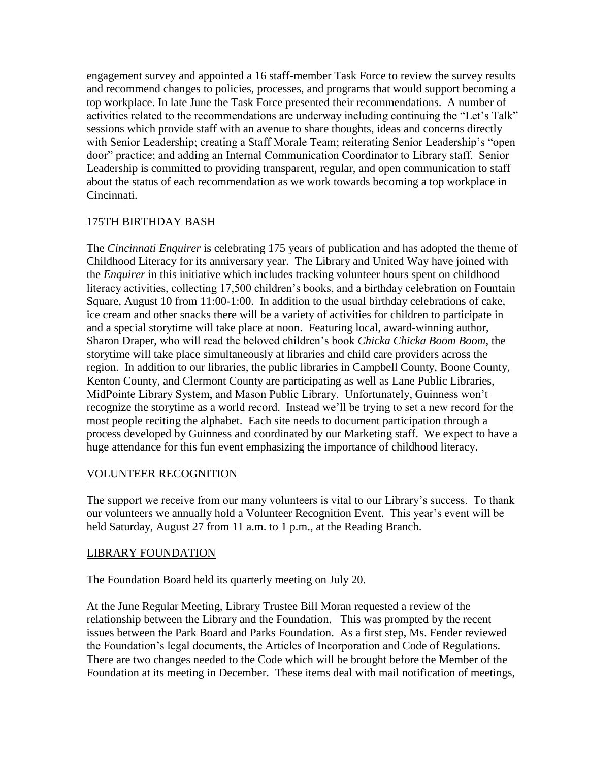engagement survey and appointed a 16 staff-member Task Force to review the survey results and recommend changes to policies, processes, and programs that would support becoming a top workplace. In late June the Task Force presented their recommendations. A number of activities related to the recommendations are underway including continuing the "Let's Talk" sessions which provide staff with an avenue to share thoughts, ideas and concerns directly with Senior Leadership; creating a Staff Morale Team; reiterating Senior Leadership's "open door" practice; and adding an Internal Communication Coordinator to Library staff. Senior Leadership is committed to providing transparent, regular, and open communication to staff about the status of each recommendation as we work towards becoming a top workplace in Cincinnati.

## 175TH BIRTHDAY BASH

The *Cincinnati Enquirer* is celebrating 175 years of publication and has adopted the theme of Childhood Literacy for its anniversary year. The Library and United Way have joined with the *Enquirer* in this initiative which includes tracking volunteer hours spent on childhood literacy activities, collecting 17,500 children's books, and a birthday celebration on Fountain Square, August 10 from 11:00-1:00. In addition to the usual birthday celebrations of cake, ice cream and other snacks there will be a variety of activities for children to participate in and a special storytime will take place at noon. Featuring local, award-winning author, Sharon Draper, who will read the beloved children's book *Chicka Chicka Boom Boom*, the storytime will take place simultaneously at libraries and child care providers across the region. In addition to our libraries, the public libraries in Campbell County, Boone County, Kenton County, and Clermont County are participating as well as Lane Public Libraries, MidPointe Library System, and Mason Public Library. Unfortunately, Guinness won't recognize the storytime as a world record. Instead we'll be trying to set a new record for the most people reciting the alphabet. Each site needs to document participation through a process developed by Guinness and coordinated by our Marketing staff. We expect to have a huge attendance for this fun event emphasizing the importance of childhood literacy.

## VOLUNTEER RECOGNITION

The support we receive from our many volunteers is vital to our Library's success. To thank our volunteers we annually hold a Volunteer Recognition Event. This year's event will be held Saturday, August 27 from 11 a.m. to 1 p.m., at the Reading Branch.

## LIBRARY FOUNDATION

The Foundation Board held its quarterly meeting on July 20.

At the June Regular Meeting, Library Trustee Bill Moran requested a review of the relationship between the Library and the Foundation. This was prompted by the recent issues between the Park Board and Parks Foundation. As a first step, Ms. Fender reviewed the Foundation's legal documents, the Articles of Incorporation and Code of Regulations. There are two changes needed to the Code which will be brought before the Member of the Foundation at its meeting in December. These items deal with mail notification of meetings,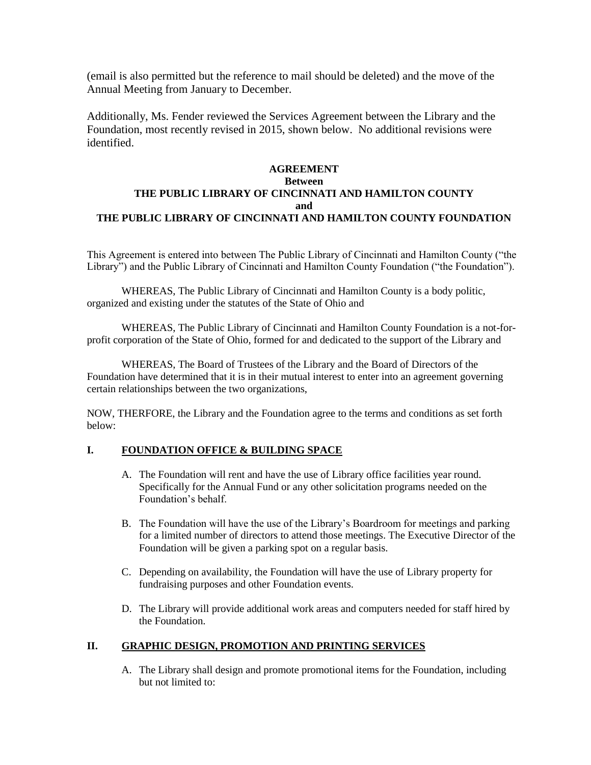(email is also permitted but the reference to mail should be deleted) and the move of the Annual Meeting from January to December.

Additionally, Ms. Fender reviewed the Services Agreement between the Library and the Foundation, most recently revised in 2015, shown below. No additional revisions were identified.

**AGREEMENT**
**Between**
**THE PUBLIC LIBRARY OF CINCINNATI AND HAMILTON COUNTY**
**and**
**THE PUBLIC LIBRARY OF CINCINNATI AND HAMILTON COUNTY FOUNDATION**

This Agreement is entered into between The Public Library of Cincinnati and Hamilton County ("the Library") and the Public Library of Cincinnati and Hamilton County Foundation ("the Foundation").

WHEREAS, The Public Library of Cincinnati and Hamilton County is a body politic, organized and existing under the statutes of the State of Ohio and

WHEREAS, The Public Library of Cincinnati and Hamilton County Foundation is a not-for-profit corporation of the State of Ohio, formed for and dedicated to the support of the Library and

WHEREAS, The Board of Trustees of the Library and the Board of Directors of the Foundation have determined that it is in their mutual interest to enter into an agreement governing certain relationships between the two organizations,

NOW, THERFORE, the Library and the Foundation agree to the terms and conditions as set forth below:

## I. FOUNDATION OFFICE & BUILDING SPACE

A. The Foundation will rent and have the use of Library office facilities year round. Specifically for the Annual Fund or any other solicitation programs needed on the Foundation's behalf.

B. The Foundation will have the use of the Library's Boardroom for meetings and parking for a limited number of directors to attend those meetings. The Executive Director of the Foundation will be given a parking spot on a regular basis.

C. Depending on availability, the Foundation will have the use of Library property for fundraising purposes and other Foundation events.

D. The Library will provide additional work areas and computers needed for staff hired by the Foundation.

## II. GRAPHIC DESIGN, PROMOTION AND PRINTING SERVICES

A. The Library shall design and promote promotional items for the Foundation, including but not limited to: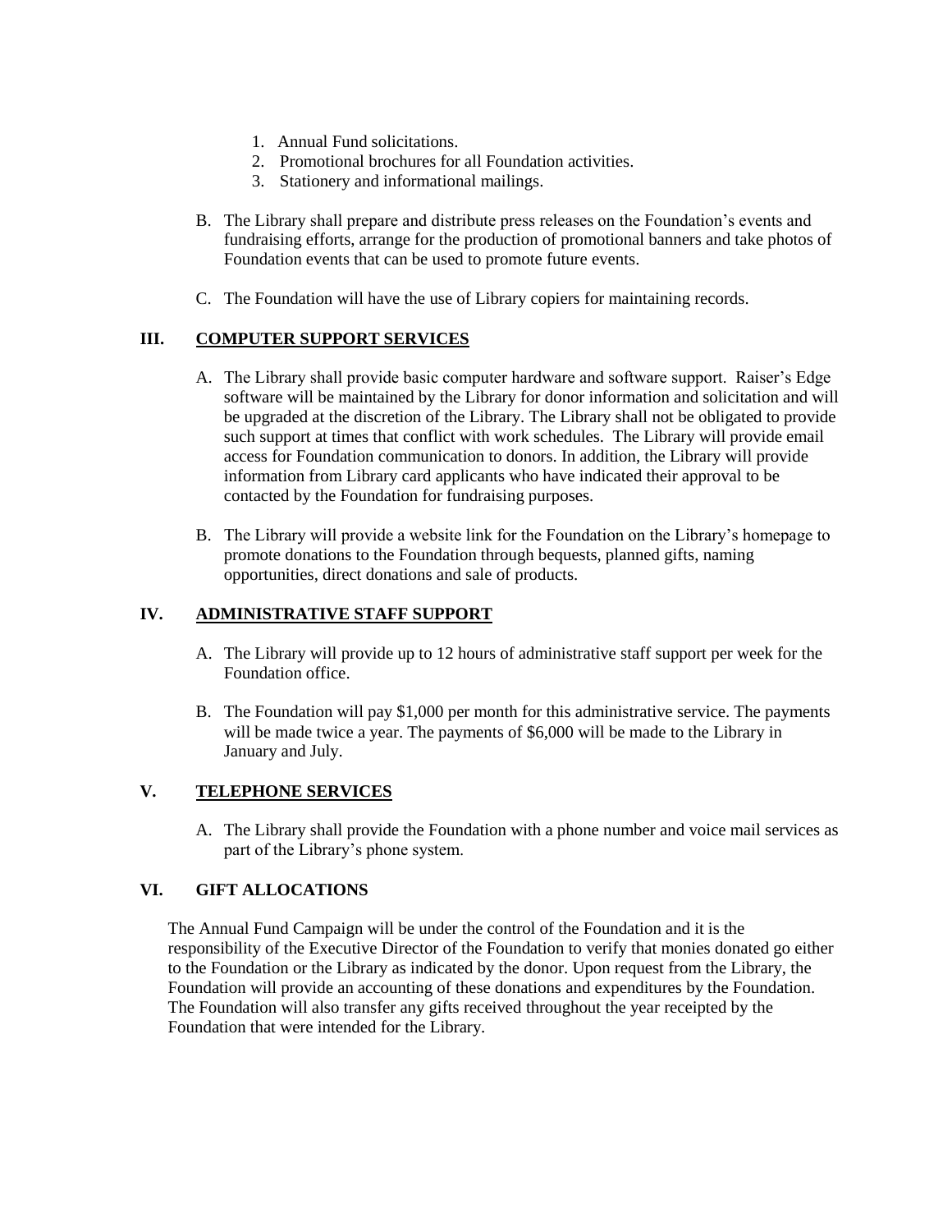1. Annual Fund solicitations.
2. Promotional brochures for all Foundation activities.
3. Stationery and informational mailings.

B. The Library shall prepare and distribute press releases on the Foundation's events and fundraising efforts, arrange for the production of promotional banners and take photos of Foundation events that can be used to promote future events.

C. The Foundation will have the use of Library copiers for maintaining records.

## III. COMPUTER SUPPORT SERVICES

A. The Library shall provide basic computer hardware and software support. Raiser's Edge software will be maintained by the Library for donor information and solicitation and will be upgraded at the discretion of the Library. The Library shall not be obligated to provide such support at times that conflict with work schedules. The Library will provide email access for Foundation communication to donors. In addition, the Library will provide information from Library card applicants who have indicated their approval to be contacted by the Foundation for fundraising purposes.

B. The Library will provide a website link for the Foundation on the Library's homepage to promote donations to the Foundation through bequests, planned gifts, naming opportunities, direct donations and sale of products.

## IV. ADMINISTRATIVE STAFF SUPPORT

A. The Library will provide up to 12 hours of administrative staff support per week for the Foundation office.

B. The Foundation will pay $1,000 per month for this administrative service. The payments will be made twice a year. The payments of $6,000 will be made to the Library in January and July.

## V. TELEPHONE SERVICES

A. The Library shall provide the Foundation with a phone number and voice mail services as part of the Library's phone system.

## VI. GIFT ALLOCATIONS

The Annual Fund Campaign will be under the control of the Foundation and it is the responsibility of the Executive Director of the Foundation to verify that monies donated go either to the Foundation or the Library as indicated by the donor. Upon request from the Library, the Foundation will provide an accounting of these donations and expenditures by the Foundation. The Foundation will also transfer any gifts received throughout the year receipted by the Foundation that were intended for the Library.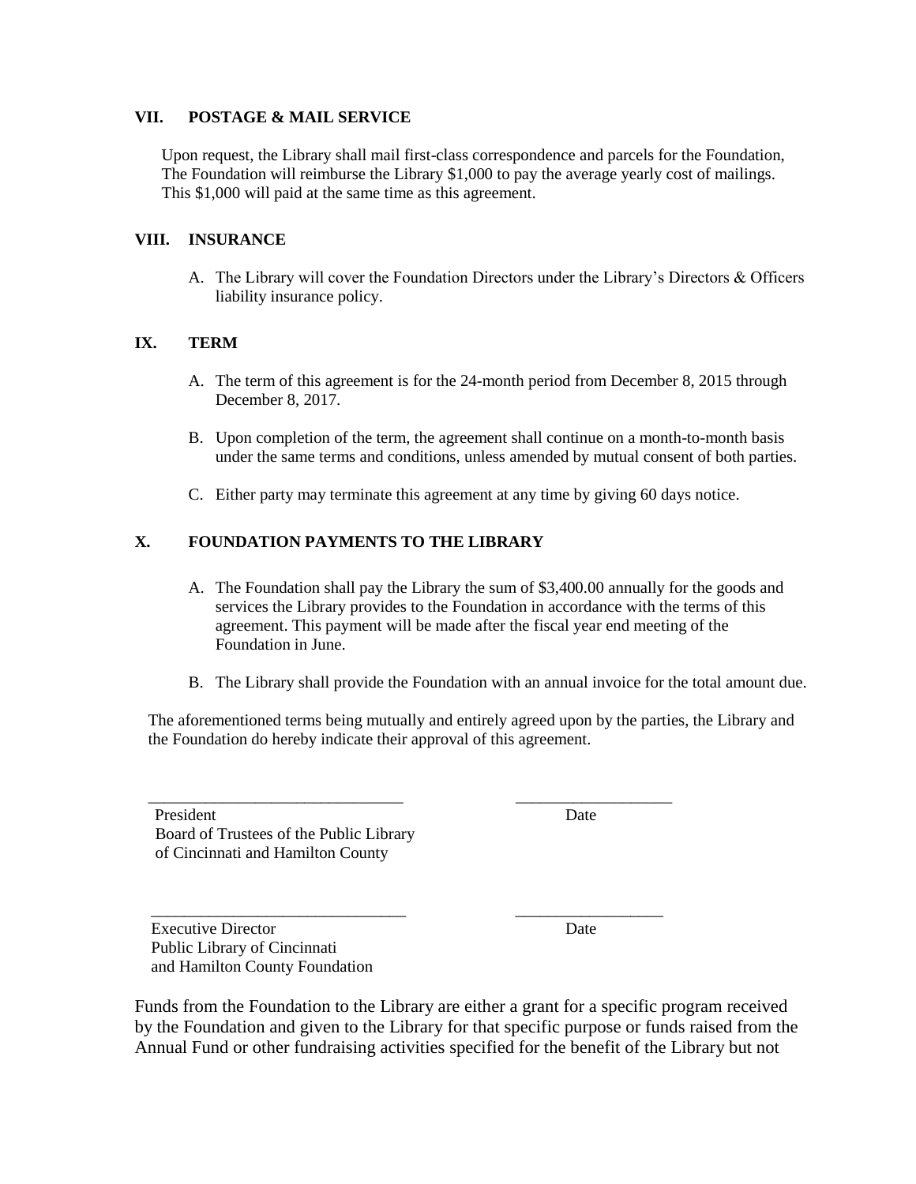### VII. POSTAGE & MAIL SERVICE

Upon request, the Library shall mail first-class correspondence and parcels for the Foundation, The Foundation will reimburse the Library $1,000 to pay the average yearly cost of mailings. This $1,000 will paid at the same time as this agreement.

### VIII. INSURANCE

A. The Library will cover the Foundation Directors under the Library's Directors & Officers liability insurance policy.

### IX. TERM

A. The term of this agreement is for the 24-month period from December 8, 2015 through December 8, 2017.

B. Upon completion of the term, the agreement shall continue on a month-to-month basis under the same terms and conditions, unless amended by mutual consent of both parties.

C. Either party may terminate this agreement at any time by giving 60 days notice.

### X. FOUNDATION PAYMENTS TO THE LIBRARY

A. The Foundation shall pay the Library the sum of $3,400.00 annually for the goods and services the Library provides to the Foundation in accordance with the terms of this agreement. This payment will be made after the fiscal year end meeting of the Foundation in June.

B. The Library shall provide the Foundation with an annual invoice for the total amount due.

The aforementioned terms being mutually and entirely agreed upon by the parties, the Library and the Foundation do hereby indicate their approval of this agreement.

_______________________________ ___________________

President Date
Board of Trustees of the Public Library
of Cincinnati and Hamilton County

_______________________________ ___________________

Executive Director Date
Public Library of Cincinnati
and Hamilton County Foundation

Funds from the Foundation to the Library are either a grant for a specific program received by the Foundation and given to the Library for that specific purpose or funds raised from the Annual Fund or other fundraising activities specified for the benefit of the Library but not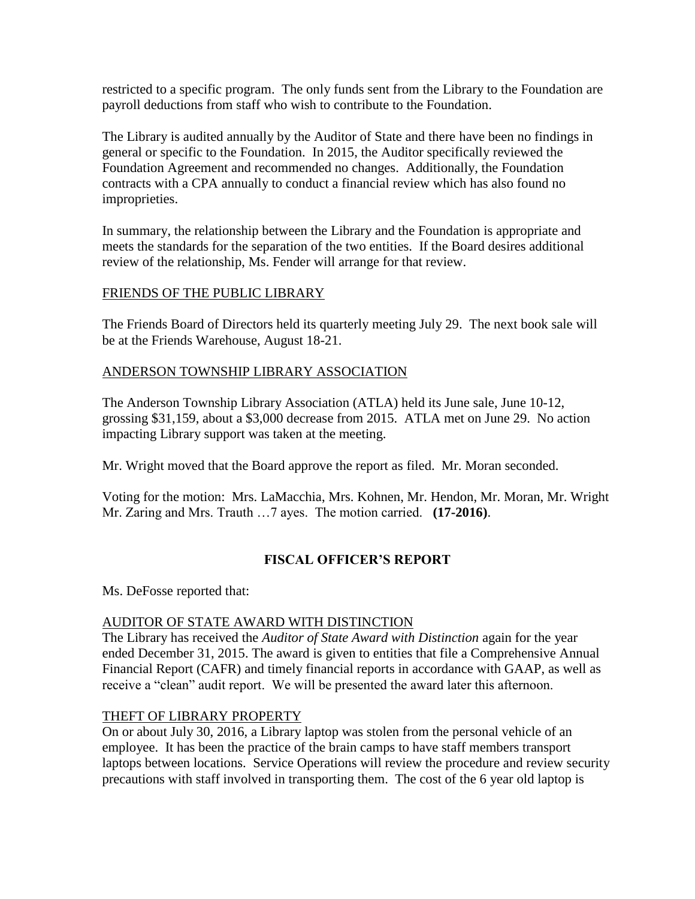restricted to a specific program. The only funds sent from the Library to the Foundation are payroll deductions from staff who wish to contribute to the Foundation.

The Library is audited annually by the Auditor of State and there have been no findings in general or specific to the Foundation. In 2015, the Auditor specifically reviewed the Foundation Agreement and recommended no changes. Additionally, the Foundation contracts with a CPA annually to conduct a financial review which has also found no improprieties.

In summary, the relationship between the Library and the Foundation is appropriate and meets the standards for the separation of the two entities. If the Board desires additional review of the relationship, Ms. Fender will arrange for that review.

FRIENDS OF THE PUBLIC LIBRARY

The Friends Board of Directors held its quarterly meeting July 29. The next book sale will be at the Friends Warehouse, August 18-21.

ANDERSON TOWNSHIP LIBRARY ASSOCIATION

The Anderson Township Library Association (ATLA) held its June sale, June 10-12, grossing $31,159, about a $3,000 decrease from 2015. ATLA met on June 29. No action impacting Library support was taken at the meeting.

Mr. Wright moved that the Board approve the report as filed. Mr. Moran seconded.

Voting for the motion: Mrs. LaMacchia, Mrs. Kohnen, Mr. Hendon, Mr. Moran, Mr. Wright Mr. Zaring and Mrs. Trauth …7 ayes. The motion carried. **(17-2016)**.

## FISCAL OFFICER'S REPORT

Ms. DeFosse reported that:

AUDITOR OF STATE AWARD WITH DISTINCTION

The Library has received the *Auditor of State Award with Distinction* again for the year ended December 31, 2015. The award is given to entities that file a Comprehensive Annual Financial Report (CAFR) and timely financial reports in accordance with GAAP, as well as receive a "clean" audit report. We will be presented the award later this afternoon.

THEFT OF LIBRARY PROPERTY

On or about July 30, 2016, a Library laptop was stolen from the personal vehicle of an employee. It has been the practice of the brain camps to have staff members transport laptops between locations. Service Operations will review the procedure and review security precautions with staff involved in transporting them. The cost of the 6 year old laptop is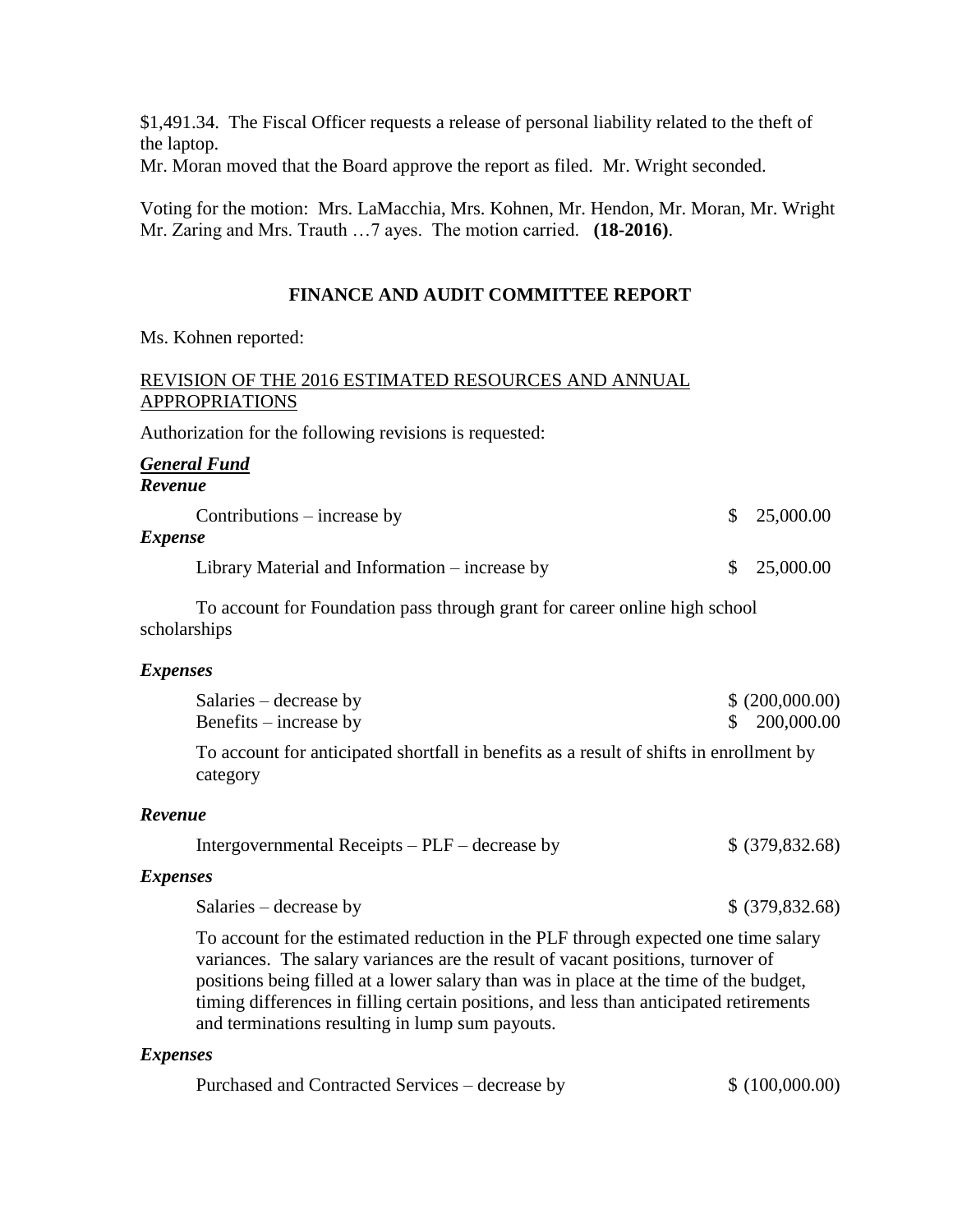$1,491.34. The Fiscal Officer requests a release of personal liability related to the theft of the laptop.
Mr. Moran moved that the Board approve the report as filed. Mr. Wright seconded.

Voting for the motion: Mrs. LaMacchia, Mrs. Kohnen, Mr. Hendon, Mr. Moran, Mr. Wright Mr. Zaring and Mrs. Trauth …7 ayes. The motion carried. **(18-2016)**.

## FINANCE AND AUDIT COMMITTEE REPORT

Ms. Kohnen reported:

REVISION OF THE 2016 ESTIMATED RESOURCES AND ANNUAL APPROPRIATIONS

Authorization for the following revisions is requested:

***General Fund***

***Revenue***

| | |
|---|---|
| Contributions – increase by | $ 25,000.00 |

***Expense***

| | |
|---|---|
| Library Material and Information – increase by | $ 25,000.00 |

To account for Foundation pass through grant for career online high school scholarships

***Expenses***

| | |
|---|---|
| Salaries – decrease by | $ (200,000.00) |
| Benefits – increase by | $ 200,000.00 |

To account for anticipated shortfall in benefits as a result of shifts in enrollment by category

***Revenue***

| | |
|---|---|
| Intergovernmental Receipts – PLF – decrease by | $ (379,832.68) |

***Expenses***

| | |
|---|---|
| Salaries – decrease by | $ (379,832.68) |

To account for the estimated reduction in the PLF through expected one time salary variances. The salary variances are the result of vacant positions, turnover of positions being filled at a lower salary than was in place at the time of the budget, timing differences in filling certain positions, and less than anticipated retirements and terminations resulting in lump sum payouts.

***Expenses***

| | |
|---|---|
| Purchased and Contracted Services – decrease by | $ (100,000.00) |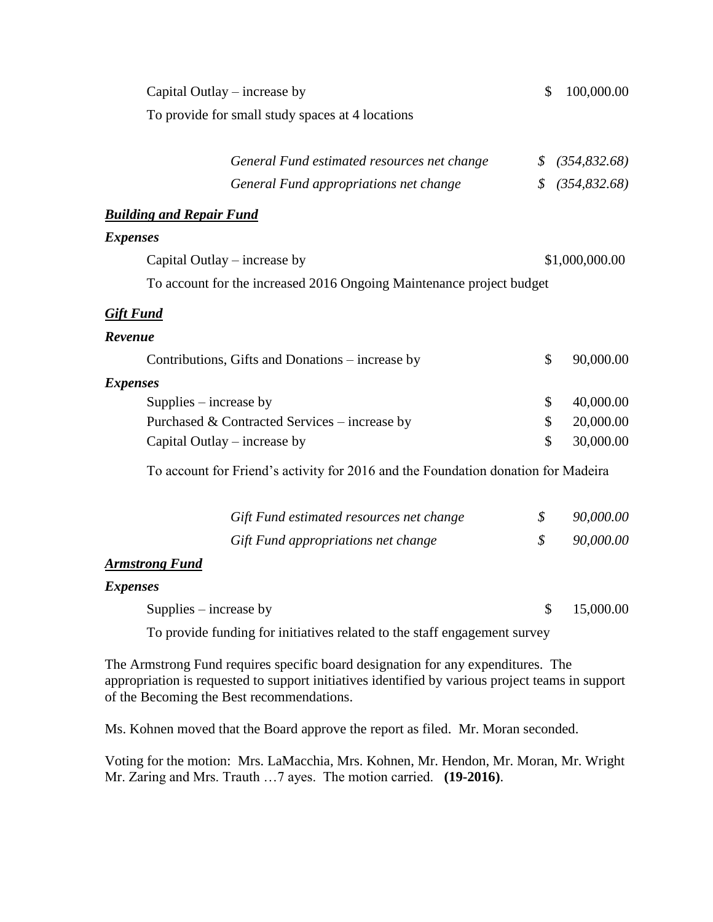Capital Outlay – increase by $ 100,000.00

To provide for small study spaces at 4 locations

*General Fund estimated resources net change $ (354,832.68)*

*General Fund appropriations net change $ (354,832.68)*

***Building and Repair Fund***

***Expenses***

Capital Outlay – increase by $1,000,000.00

To account for the increased 2016 Ongoing Maintenance project budget

***Gift Fund***

***Revenue***

Contributions, Gifts and Donations – increase by $ 90,000.00

***Expenses***

Supplies – increase by $ 40,000.00

Purchased & Contracted Services – increase by $ 20,000.00

Capital Outlay – increase by $ 30,000.00

To account for Friend's activity for 2016 and the Foundation donation for Madeira

*Gift Fund estimated resources net change $ 90,000.00*

*Gift Fund appropriations net change $ 90,000.00*

***Armstrong Fund***

***Expenses***

Supplies – increase by $ 15,000.00

To provide funding for initiatives related to the staff engagement survey

The Armstrong Fund requires specific board designation for any expenditures. The appropriation is requested to support initiatives identified by various project teams in support of the Becoming the Best recommendations.

Ms. Kohnen moved that the Board approve the report as filed. Mr. Moran seconded.

Voting for the motion: Mrs. LaMacchia, Mrs. Kohnen, Mr. Hendon, Mr. Moran, Mr. Wright Mr. Zaring and Mrs. Trauth …7 ayes. The motion carried. **(19-2016)**.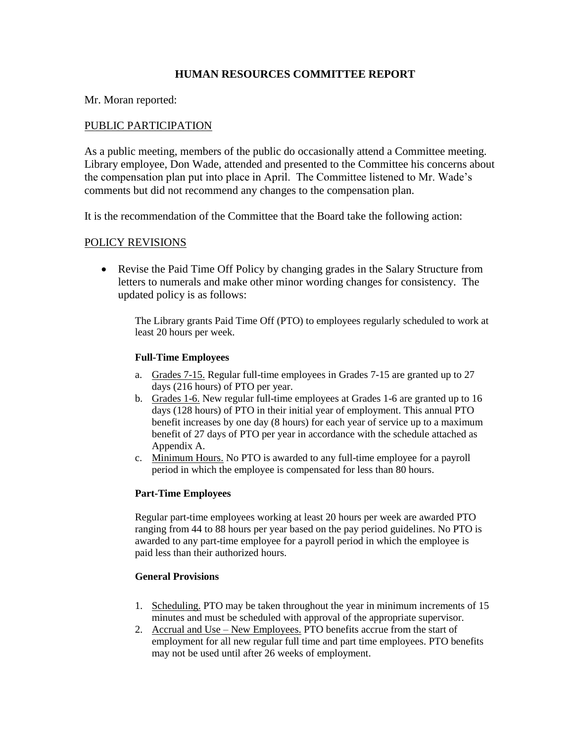# HUMAN RESOURCES COMMITTEE REPORT

Mr. Moran reported:

## PUBLIC PARTICIPATION

As a public meeting, members of the public do occasionally attend a Committee meeting. Library employee, Don Wade, attended and presented to the Committee his concerns about the compensation plan put into place in April. The Committee listened to Mr. Wade's comments but did not recommend any changes to the compensation plan.

It is the recommendation of the Committee that the Board take the following action:

## POLICY REVISIONS

- Revise the Paid Time Off Policy by changing grades in the Salary Structure from letters to numerals and make other minor wording changes for consistency. The updated policy is as follows:

  The Library grants Paid Time Off (PTO) to employees regularly scheduled to work at least 20 hours per week.

  **Full-Time Employees**

  a. Grades 7-15. Regular full-time employees in Grades 7-15 are granted up to 27 days (216 hours) of PTO per year.
  b. Grades 1-6. New regular full-time employees at Grades 1-6 are granted up to 16 days (128 hours) of PTO in their initial year of employment. This annual PTO benefit increases by one day (8 hours) for each year of service up to a maximum benefit of 27 days of PTO per year in accordance with the schedule attached as Appendix A.
  c. Minimum Hours. No PTO is awarded to any full-time employee for a payroll period in which the employee is compensated for less than 80 hours.

  **Part-Time Employees**

  Regular part-time employees working at least 20 hours per week are awarded PTO ranging from 44 to 88 hours per year based on the pay period guidelines. No PTO is awarded to any part-time employee for a payroll period in which the employee is paid less than their authorized hours.

  **General Provisions**

  1. Scheduling. PTO may be taken throughout the year in minimum increments of 15 minutes and must be scheduled with approval of the appropriate supervisor.
  2. Accrual and Use – New Employees. PTO benefits accrue from the start of employment for all new regular full time and part time employees. PTO benefits may not be used until after 26 weeks of employment.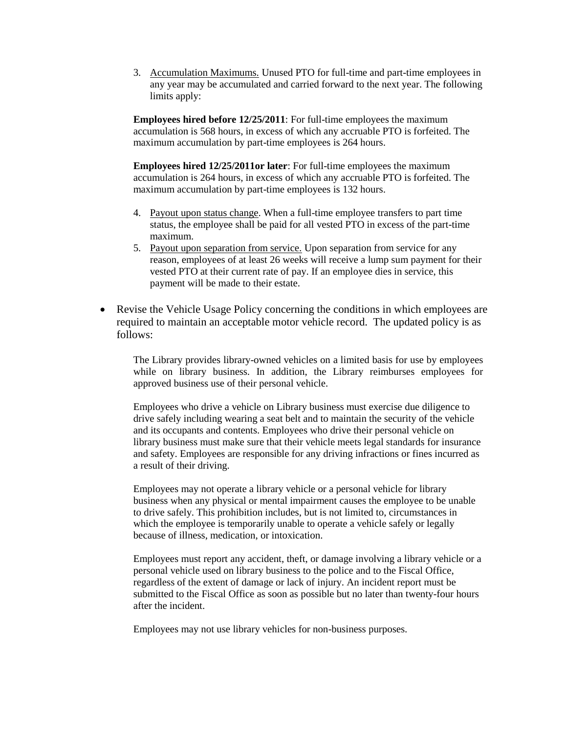3. Accumulation Maximums. Unused PTO for full-time and part-time employees in any year may be accumulated and carried forward to the next year. The following limits apply:

   **Employees hired before 12/25/2011**: For full-time employees the maximum accumulation is 568 hours, in excess of which any accruable PTO is forfeited. The maximum accumulation by part-time employees is 264 hours.

   **Employees hired 12/25/2011or later**: For full-time employees the maximum accumulation is 264 hours, in excess of which any accruable PTO is forfeited. The maximum accumulation by part-time employees is 132 hours.

4. Payout upon status change. When a full-time employee transfers to part time status, the employee shall be paid for all vested PTO in excess of the part-time maximum.
5. Payout upon separation from service. Upon separation from service for any reason, employees of at least 26 weeks will receive a lump sum payment for their vested PTO at their current rate of pay. If an employee dies in service, this payment will be made to their estate.

- Revise the Vehicle Usage Policy concerning the conditions in which employees are required to maintain an acceptable motor vehicle record. The updated policy is as follows:

  The Library provides library-owned vehicles on a limited basis for use by employees while on library business. In addition, the Library reimburses employees for approved business use of their personal vehicle.

  Employees who drive a vehicle on Library business must exercise due diligence to drive safely including wearing a seat belt and to maintain the security of the vehicle and its occupants and contents. Employees who drive their personal vehicle on library business must make sure that their vehicle meets legal standards for insurance and safety. Employees are responsible for any driving infractions or fines incurred as a result of their driving.

  Employees may not operate a library vehicle or a personal vehicle for library business when any physical or mental impairment causes the employee to be unable to drive safely. This prohibition includes, but is not limited to, circumstances in which the employee is temporarily unable to operate a vehicle safely or legally because of illness, medication, or intoxication.

  Employees must report any accident, theft, or damage involving a library vehicle or a personal vehicle used on library business to the police and to the Fiscal Office, regardless of the extent of damage or lack of injury. An incident report must be submitted to the Fiscal Office as soon as possible but no later than twenty-four hours after the incident.

  Employees may not use library vehicles for non-business purposes.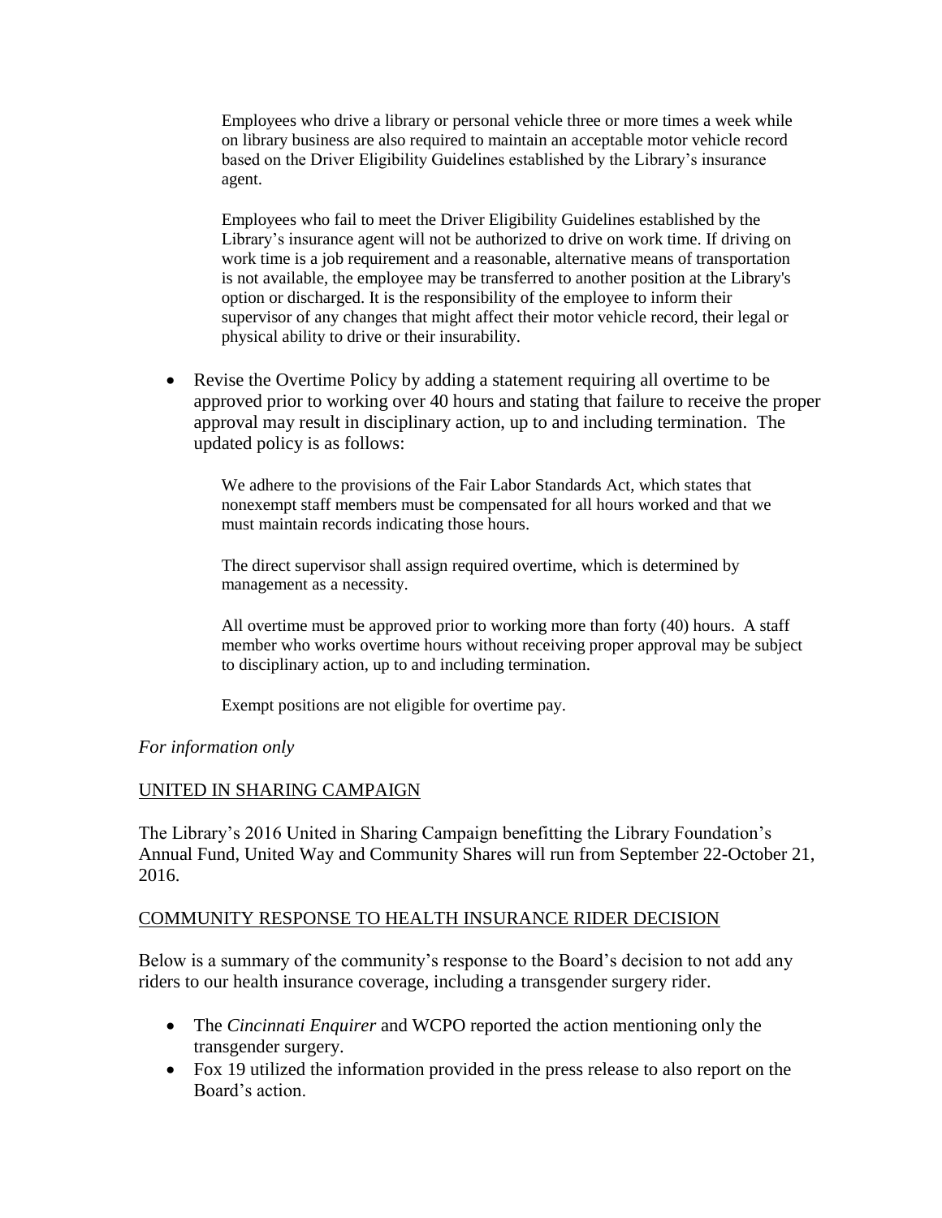> Employees who drive a library or personal vehicle three or more times a week while on library business are also required to maintain an acceptable motor vehicle record based on the Driver Eligibility Guidelines established by the Library's insurance agent.
>
> Employees who fail to meet the Driver Eligibility Guidelines established by the Library's insurance agent will not be authorized to drive on work time. If driving on work time is a job requirement and a reasonable, alternative means of transportation is not available, the employee may be transferred to another position at the Library's option or discharged. It is the responsibility of the employee to inform their supervisor of any changes that might affect their motor vehicle record, their legal or physical ability to drive or their insurability.

- Revise the Overtime Policy by adding a statement requiring all overtime to be approved prior to working over 40 hours and stating that failure to receive the proper approval may result in disciplinary action, up to and including termination. The updated policy is as follows:

> We adhere to the provisions of the Fair Labor Standards Act, which states that nonexempt staff members must be compensated for all hours worked and that we must maintain records indicating those hours.
>
> The direct supervisor shall assign required overtime, which is determined by management as a necessity.
>
> All overtime must be approved prior to working more than forty (40) hours. A staff member who works overtime hours without receiving proper approval may be subject to disciplinary action, up to and including termination.
>
> Exempt positions are not eligible for overtime pay.

*For information only*

## UNITED IN SHARING CAMPAIGN

The Library's 2016 United in Sharing Campaign benefitting the Library Foundation's Annual Fund, United Way and Community Shares will run from September 22-October 21, 2016.

## COMMUNITY RESPONSE TO HEALTH INSURANCE RIDER DECISION

Below is a summary of the community's response to the Board's decision to not add any riders to our health insurance coverage, including a transgender surgery rider.

- The *Cincinnati Enquirer* and WCPO reported the action mentioning only the transgender surgery.
- Fox 19 utilized the information provided in the press release to also report on the Board's action.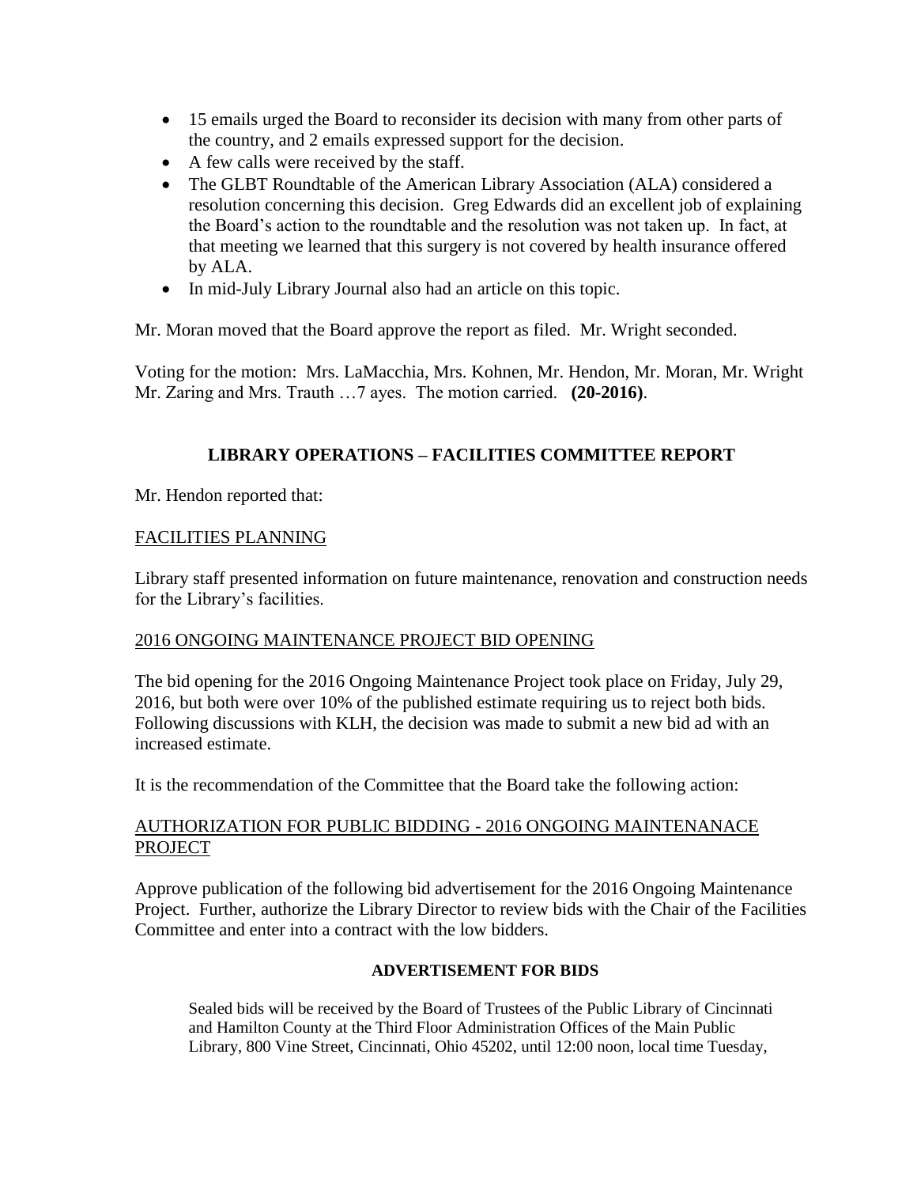- 15 emails urged the Board to reconsider its decision with many from other parts of the country, and 2 emails expressed support for the decision.
- A few calls were received by the staff.
- The GLBT Roundtable of the American Library Association (ALA) considered a resolution concerning this decision. Greg Edwards did an excellent job of explaining the Board's action to the roundtable and the resolution was not taken up. In fact, at that meeting we learned that this surgery is not covered by health insurance offered by ALA.
- In mid-July Library Journal also had an article on this topic.

Mr. Moran moved that the Board approve the report as filed. Mr. Wright seconded.

Voting for the motion: Mrs. LaMacchia, Mrs. Kohnen, Mr. Hendon, Mr. Moran, Mr. Wright Mr. Zaring and Mrs. Trauth …7 ayes. The motion carried. **(20-2016)**.

## LIBRARY OPERATIONS – FACILITIES COMMITTEE REPORT

Mr. Hendon reported that:

<u>FACILITIES PLANNING</u>

Library staff presented information on future maintenance, renovation and construction needs for the Library's facilities.

<u>2016 ONGOING MAINTENANCE PROJECT BID OPENING</u>

The bid opening for the 2016 Ongoing Maintenance Project took place on Friday, July 29, 2016, but both were over 10% of the published estimate requiring us to reject both bids. Following discussions with KLH, the decision was made to submit a new bid ad with an increased estimate.

It is the recommendation of the Committee that the Board take the following action:

<u>AUTHORIZATION FOR PUBLIC BIDDING - 2016 ONGOING MAINTENANACE PROJECT</u>

Approve publication of the following bid advertisement for the 2016 Ongoing Maintenance Project. Further, authorize the Library Director to review bids with the Chair of the Facilities Committee and enter into a contract with the low bidders.

**ADVERTISEMENT FOR BIDS**

Sealed bids will be received by the Board of Trustees of the Public Library of Cincinnati and Hamilton County at the Third Floor Administration Offices of the Main Public Library, 800 Vine Street, Cincinnati, Ohio 45202, until 12:00 noon, local time Tuesday,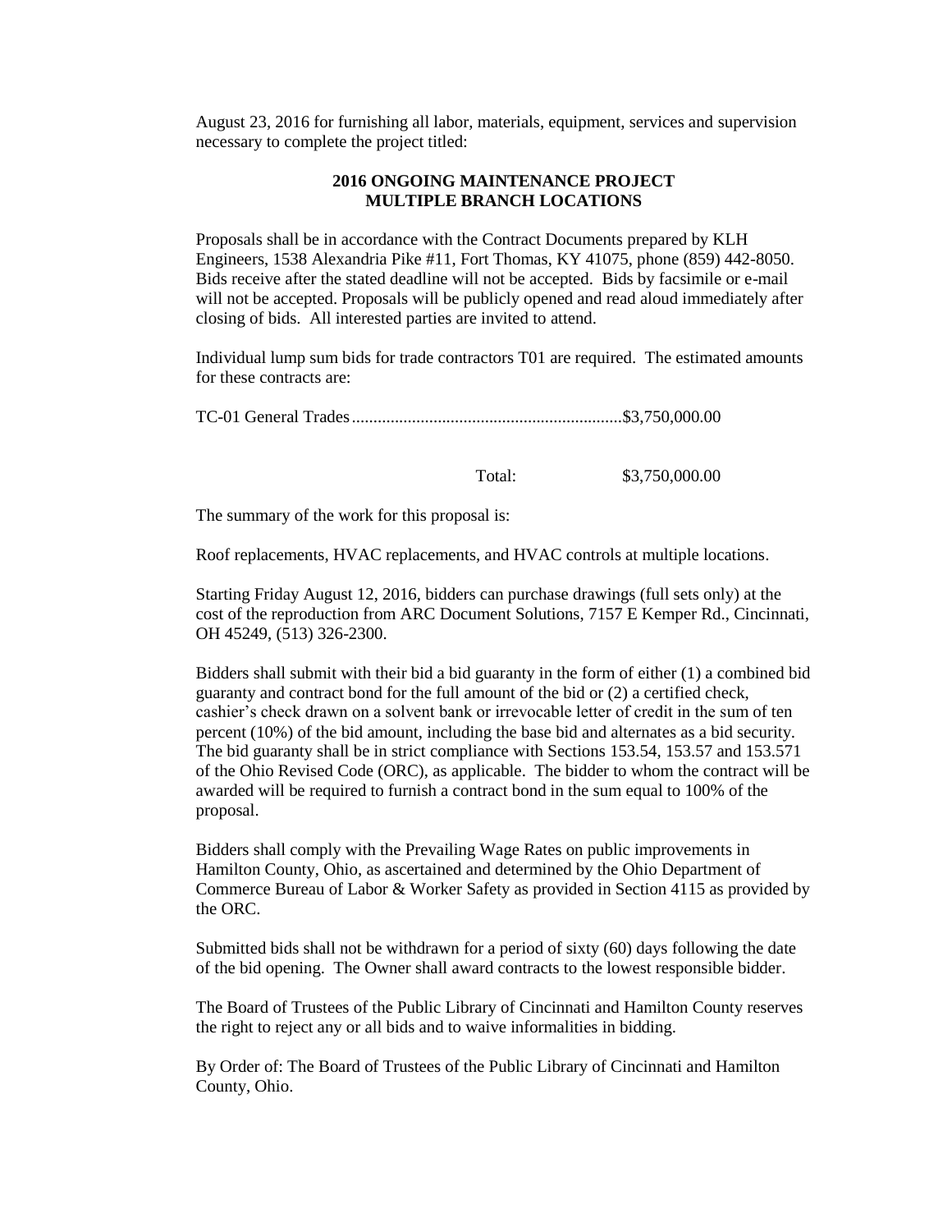August 23, 2016 for furnishing all labor, materials, equipment, services and supervision necessary to complete the project titled:

**2016 ONGOING MAINTENANCE PROJECT**
**MULTIPLE BRANCH LOCATIONS**

Proposals shall be in accordance with the Contract Documents prepared by KLH Engineers, 1538 Alexandria Pike #11, Fort Thomas, KY 41075, phone (859) 442-8050. Bids receive after the stated deadline will not be accepted. Bids by facsimile or e-mail will not be accepted. Proposals will be publicly opened and read aloud immediately after closing of bids. All interested parties are invited to attend.

Individual lump sum bids for trade contractors T01 are required. The estimated amounts for these contracts are:

TC-01 General Trades..............................................................$3,750,000.00

Total: $3,750,000.00

The summary of the work for this proposal is:

Roof replacements, HVAC replacements, and HVAC controls at multiple locations.

Starting Friday August 12, 2016, bidders can purchase drawings (full sets only) at the cost of the reproduction from ARC Document Solutions, 7157 E Kemper Rd., Cincinnati, OH 45249, (513) 326-2300.

Bidders shall submit with their bid a bid guaranty in the form of either (1) a combined bid guaranty and contract bond for the full amount of the bid or (2) a certified check, cashier's check drawn on a solvent bank or irrevocable letter of credit in the sum of ten percent (10%) of the bid amount, including the base bid and alternates as a bid security. The bid guaranty shall be in strict compliance with Sections 153.54, 153.57 and 153.571 of the Ohio Revised Code (ORC), as applicable. The bidder to whom the contract will be awarded will be required to furnish a contract bond in the sum equal to 100% of the proposal.

Bidders shall comply with the Prevailing Wage Rates on public improvements in Hamilton County, Ohio, as ascertained and determined by the Ohio Department of Commerce Bureau of Labor & Worker Safety as provided in Section 4115 as provided by the ORC.

Submitted bids shall not be withdrawn for a period of sixty (60) days following the date of the bid opening. The Owner shall award contracts to the lowest responsible bidder.

The Board of Trustees of the Public Library of Cincinnati and Hamilton County reserves the right to reject any or all bids and to waive informalities in bidding.

By Order of: The Board of Trustees of the Public Library of Cincinnati and Hamilton County, Ohio.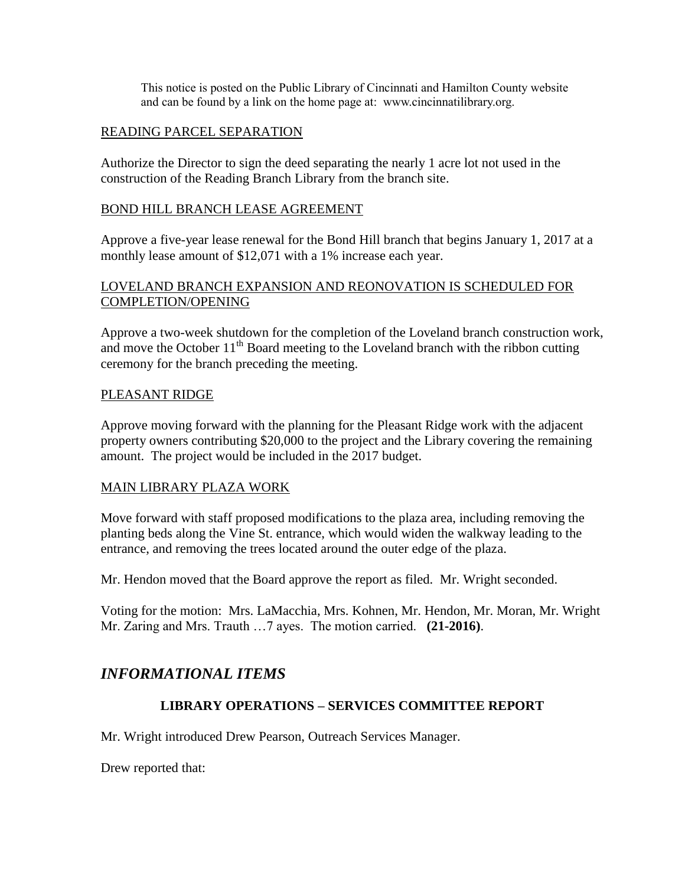This notice is posted on the Public Library of Cincinnati and Hamilton County website and can be found by a link on the home page at: www.cincinnatilibrary.org.

READING PARCEL SEPARATION

Authorize the Director to sign the deed separating the nearly 1 acre lot not used in the construction of the Reading Branch Library from the branch site.

BOND HILL BRANCH LEASE AGREEMENT

Approve a five-year lease renewal for the Bond Hill branch that begins January 1, 2017 at a monthly lease amount of $12,071 with a 1% increase each year.

LOVELAND BRANCH EXPANSION AND REONOVATION IS SCHEDULED FOR COMPLETION/OPENING

Approve a two-week shutdown for the completion of the Loveland branch construction work, and move the October 11th Board meeting to the Loveland branch with the ribbon cutting ceremony for the branch preceding the meeting.

PLEASANT RIDGE

Approve moving forward with the planning for the Pleasant Ridge work with the adjacent property owners contributing $20,000 to the project and the Library covering the remaining amount. The project would be included in the 2017 budget.

MAIN LIBRARY PLAZA WORK

Move forward with staff proposed modifications to the plaza area, including removing the planting beds along the Vine St. entrance, which would widen the walkway leading to the entrance, and removing the trees located around the outer edge of the plaza.

Mr. Hendon moved that the Board approve the report as filed. Mr. Wright seconded.

Voting for the motion: Mrs. LaMacchia, Mrs. Kohnen, Mr. Hendon, Mr. Moran, Mr. Wright Mr. Zaring and Mrs. Trauth …7 ayes. The motion carried. **(21-2016)**.

## *INFORMATIONAL ITEMS*

### LIBRARY OPERATIONS – SERVICES COMMITTEE REPORT

Mr. Wright introduced Drew Pearson, Outreach Services Manager.

Drew reported that: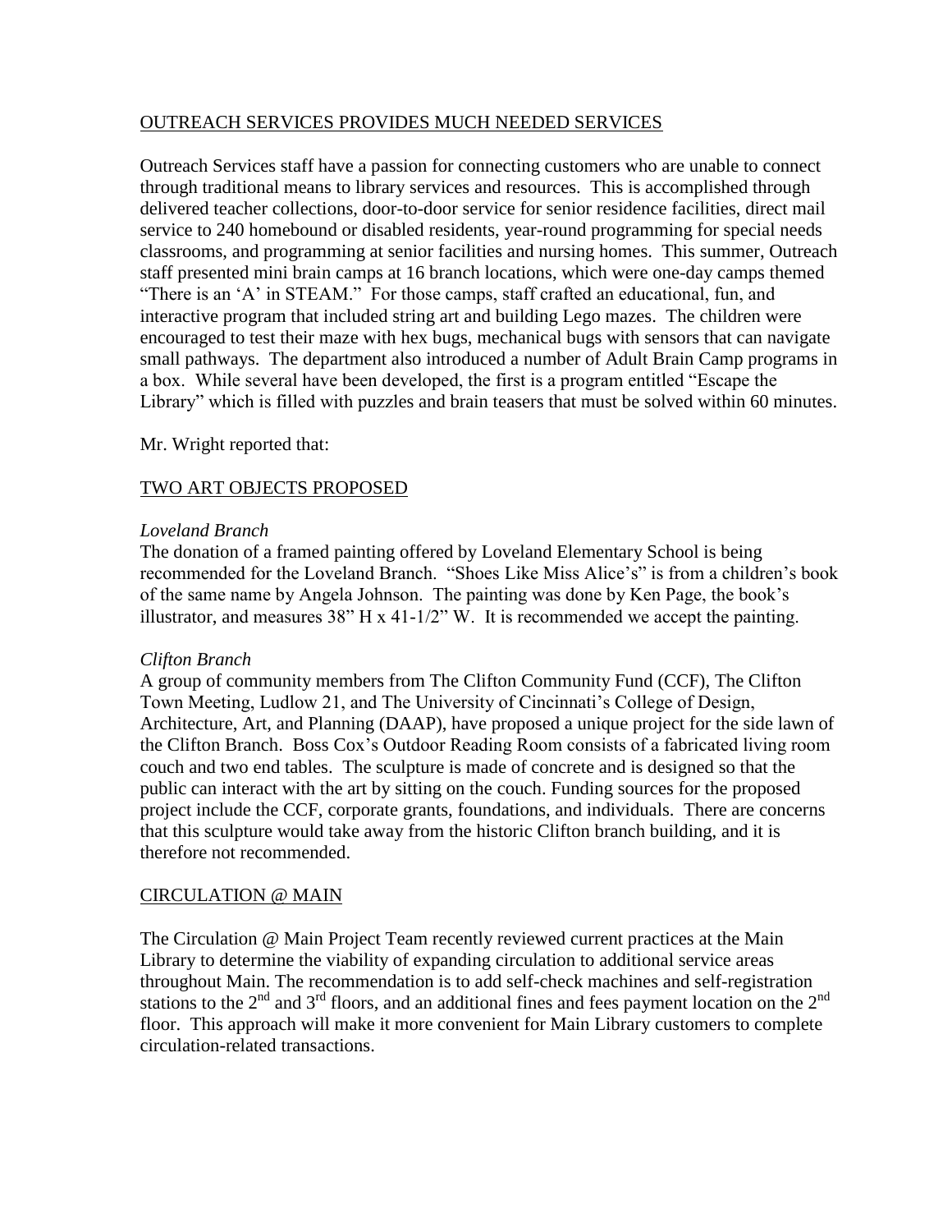OUTREACH SERVICES PROVIDES MUCH NEEDED SERVICES

Outreach Services staff have a passion for connecting customers who are unable to connect through traditional means to library services and resources. This is accomplished through delivered teacher collections, door-to-door service for senior residence facilities, direct mail service to 240 homebound or disabled residents, year-round programming for special needs classrooms, and programming at senior facilities and nursing homes. This summer, Outreach staff presented mini brain camps at 16 branch locations, which were one-day camps themed "There is an 'A' in STEAM." For those camps, staff crafted an educational, fun, and interactive program that included string art and building Lego mazes. The children were encouraged to test their maze with hex bugs, mechanical bugs with sensors that can navigate small pathways. The department also introduced a number of Adult Brain Camp programs in a box. While several have been developed, the first is a program entitled "Escape the Library" which is filled with puzzles and brain teasers that must be solved within 60 minutes.

Mr. Wright reported that:

TWO ART OBJECTS PROPOSED

*Loveland Branch*
The donation of a framed painting offered by Loveland Elementary School is being recommended for the Loveland Branch. "Shoes Like Miss Alice's" is from a children's book of the same name by Angela Johnson. The painting was done by Ken Page, the book's illustrator, and measures 38" H x 41-1/2" W. It is recommended we accept the painting.

*Clifton Branch*
A group of community members from The Clifton Community Fund (CCF), The Clifton Town Meeting, Ludlow 21, and The University of Cincinnati's College of Design, Architecture, Art, and Planning (DAAP), have proposed a unique project for the side lawn of the Clifton Branch. Boss Cox's Outdoor Reading Room consists of a fabricated living room couch and two end tables. The sculpture is made of concrete and is designed so that the public can interact with the art by sitting on the couch. Funding sources for the proposed project include the CCF, corporate grants, foundations, and individuals. There are concerns that this sculpture would take away from the historic Clifton branch building, and it is therefore not recommended.

CIRCULATION @ MAIN

The Circulation @ Main Project Team recently reviewed current practices at the Main Library to determine the viability of expanding circulation to additional service areas throughout Main. The recommendation is to add self-check machines and self-registration stations to the 2nd and 3rd floors, and an additional fines and fees payment location on the 2nd floor. This approach will make it more convenient for Main Library customers to complete circulation-related transactions.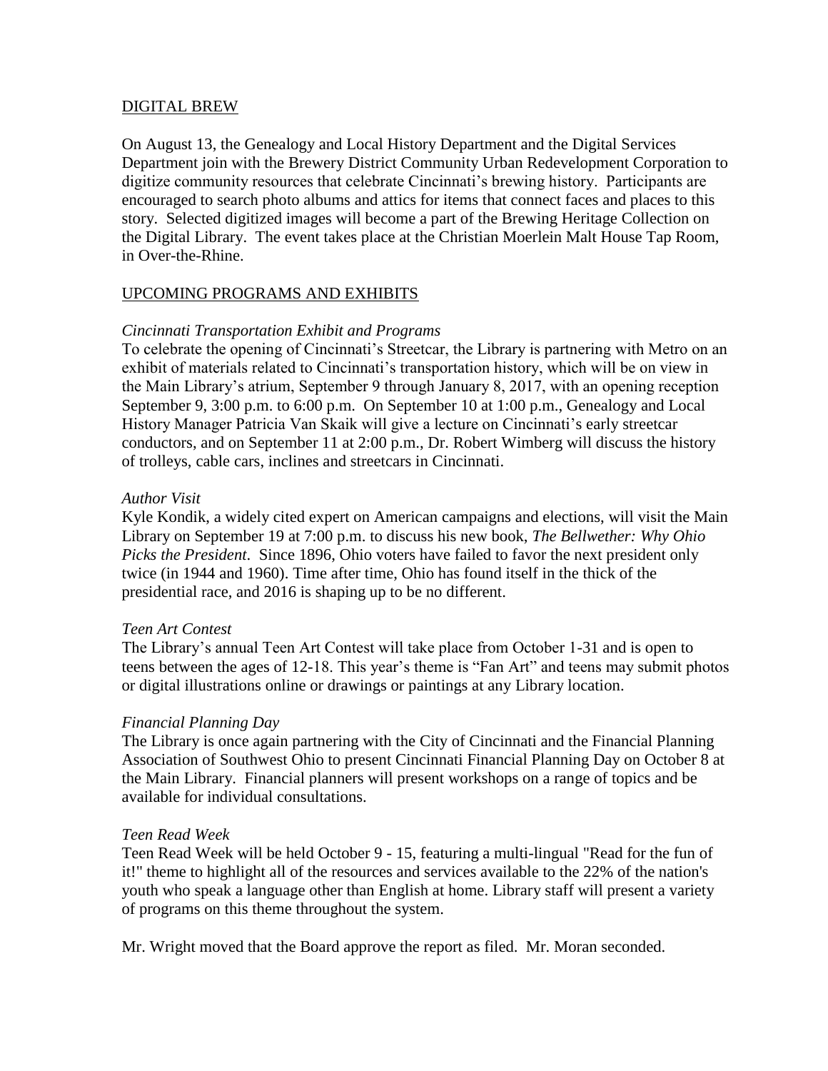DIGITAL BREW

On August 13, the Genealogy and Local History Department and the Digital Services Department join with the Brewery District Community Urban Redevelopment Corporation to digitize community resources that celebrate Cincinnati's brewing history. Participants are encouraged to search photo albums and attics for items that connect faces and places to this story. Selected digitized images will become a part of the Brewing Heritage Collection on the Digital Library. The event takes place at the Christian Moerlein Malt House Tap Room, in Over-the-Rhine.

UPCOMING PROGRAMS AND EXHIBITS

*Cincinnati Transportation Exhibit and Programs*
To celebrate the opening of Cincinnati's Streetcar, the Library is partnering with Metro on an exhibit of materials related to Cincinnati's transportation history, which will be on view in the Main Library's atrium, September 9 through January 8, 2017, with an opening reception September 9, 3:00 p.m. to 6:00 p.m. On September 10 at 1:00 p.m., Genealogy and Local History Manager Patricia Van Skaik will give a lecture on Cincinnati's early streetcar conductors, and on September 11 at 2:00 p.m., Dr. Robert Wimberg will discuss the history of trolleys, cable cars, inclines and streetcars in Cincinnati.

*Author Visit*
Kyle Kondik, a widely cited expert on American campaigns and elections, will visit the Main Library on September 19 at 7:00 p.m. to discuss his new book, *The Bellwether: Why Ohio Picks the President*. Since 1896, Ohio voters have failed to favor the next president only twice (in 1944 and 1960). Time after time, Ohio has found itself in the thick of the presidential race, and 2016 is shaping up to be no different.

*Teen Art Contest*
The Library's annual Teen Art Contest will take place from October 1-31 and is open to teens between the ages of 12-18. This year's theme is "Fan Art" and teens may submit photos or digital illustrations online or drawings or paintings at any Library location.

*Financial Planning Day*
The Library is once again partnering with the City of Cincinnati and the Financial Planning Association of Southwest Ohio to present Cincinnati Financial Planning Day on October 8 at the Main Library. Financial planners will present workshops on a range of topics and be available for individual consultations.

*Teen Read Week*
Teen Read Week will be held October 9 - 15, featuring a multi-lingual "Read for the fun of it!" theme to highlight all of the resources and services available to the 22% of the nation's youth who speak a language other than English at home. Library staff will present a variety of programs on this theme throughout the system.

Mr. Wright moved that the Board approve the report as filed. Mr. Moran seconded.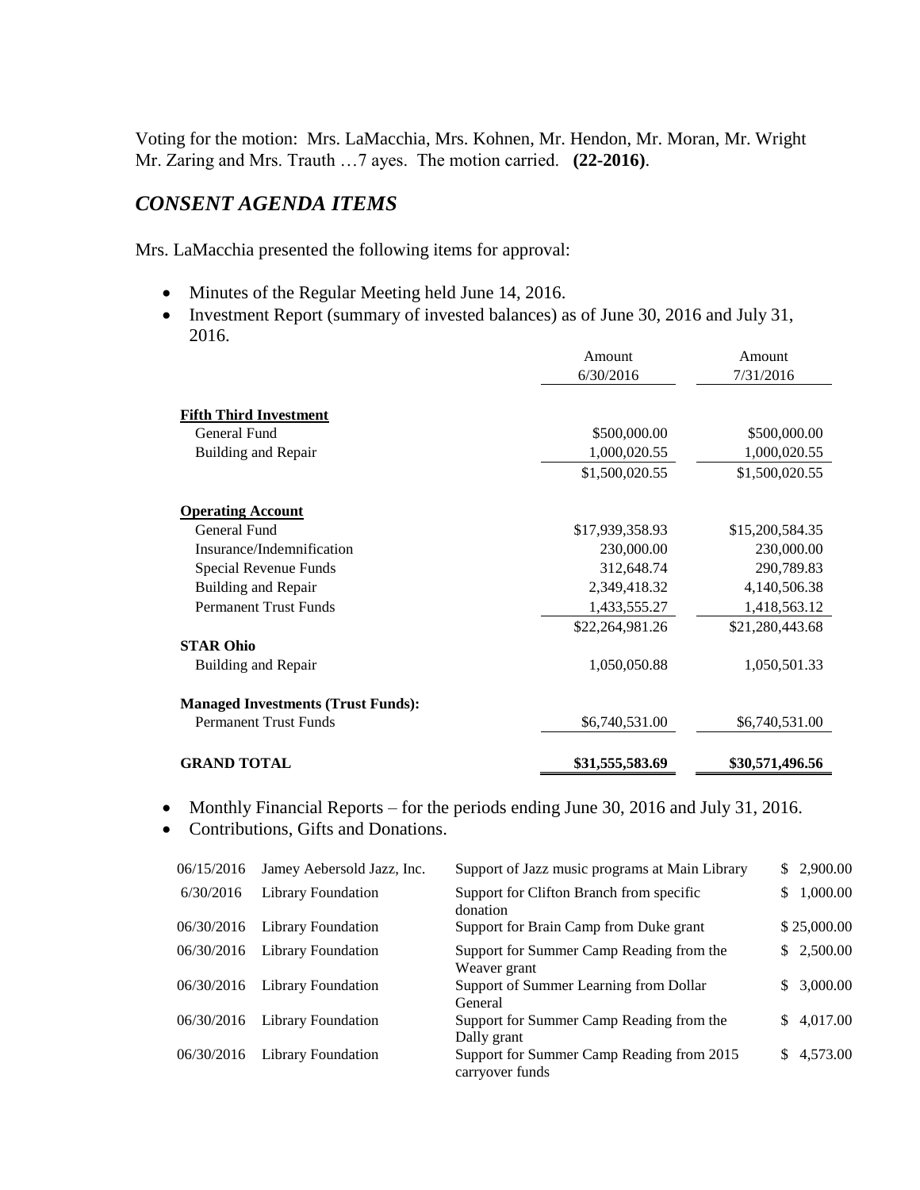Voting for the motion: Mrs. LaMacchia, Mrs. Kohnen, Mr. Hendon, Mr. Moran, Mr. Wright Mr. Zaring and Mrs. Trauth …7 ayes. The motion carried. **(22-2016)**.

## *CONSENT AGENDA ITEMS*

Mrs. LaMacchia presented the following items for approval:

- Minutes of the Regular Meeting held June 14, 2016.
- Investment Report (summary of invested balances) as of June 30, 2016 and July 31, 2016.

| | Amount 6/30/2016 | Amount 7/31/2016 |
|---|---|---|
| **Fifth Third Investment** | | |
| General Fund | $500,000.00 | $500,000.00 |
| Building and Repair | 1,000,020.55 | 1,000,020.55 |
| | $1,500,020.55 | $1,500,020.55 |
| **Operating Account** | | |
| General Fund | $17,939,358.93 | $15,200,584.35 |
| Insurance/Indemnification | 230,000.00 | 230,000.00 |
| Special Revenue Funds | 312,648.74 | 290,789.83 |
| Building and Repair | 2,349,418.32 | 4,140,506.38 |
| Permanent Trust Funds | 1,433,555.27 | 1,418,563.12 |
| | $22,264,981.26 | $21,280,443.68 |
| **STAR Ohio** | | |
| Building and Repair | 1,050,050.88 | 1,050,501.33 |
| **Managed Investments (Trust Funds):** | | |
| Permanent Trust Funds | $6,740,531.00 | $6,740,531.00 |
| **GRAND TOTAL** | **$31,555,583.69** | **$30,571,496.56** |

- Monthly Financial Reports – for the periods ending June 30, 2016 and July 31, 2016.
- Contributions, Gifts and Donations.

| | | | |
|---|---|---|---|
| 06/15/2016 | Jamey Aebersold Jazz, Inc. | Support of Jazz music programs at Main Library | $ 2,900.00 |
| 6/30/2016 | Library Foundation | Support for Clifton Branch from specific donation | $ 1,000.00 |
| 06/30/2016 | Library Foundation | Support for Brain Camp from Duke grant | $ 25,000.00 |
| 06/30/2016 | Library Foundation | Support for Summer Camp Reading from the Weaver grant | $ 2,500.00 |
| 06/30/2016 | Library Foundation | Support of Summer Learning from Dollar General | $ 3,000.00 |
| 06/30/2016 | Library Foundation | Support for Summer Camp Reading from the Dally grant | $ 4,017.00 |
| 06/30/2016 | Library Foundation | Support for Summer Camp Reading from 2015 carryover funds | $ 4,573.00 |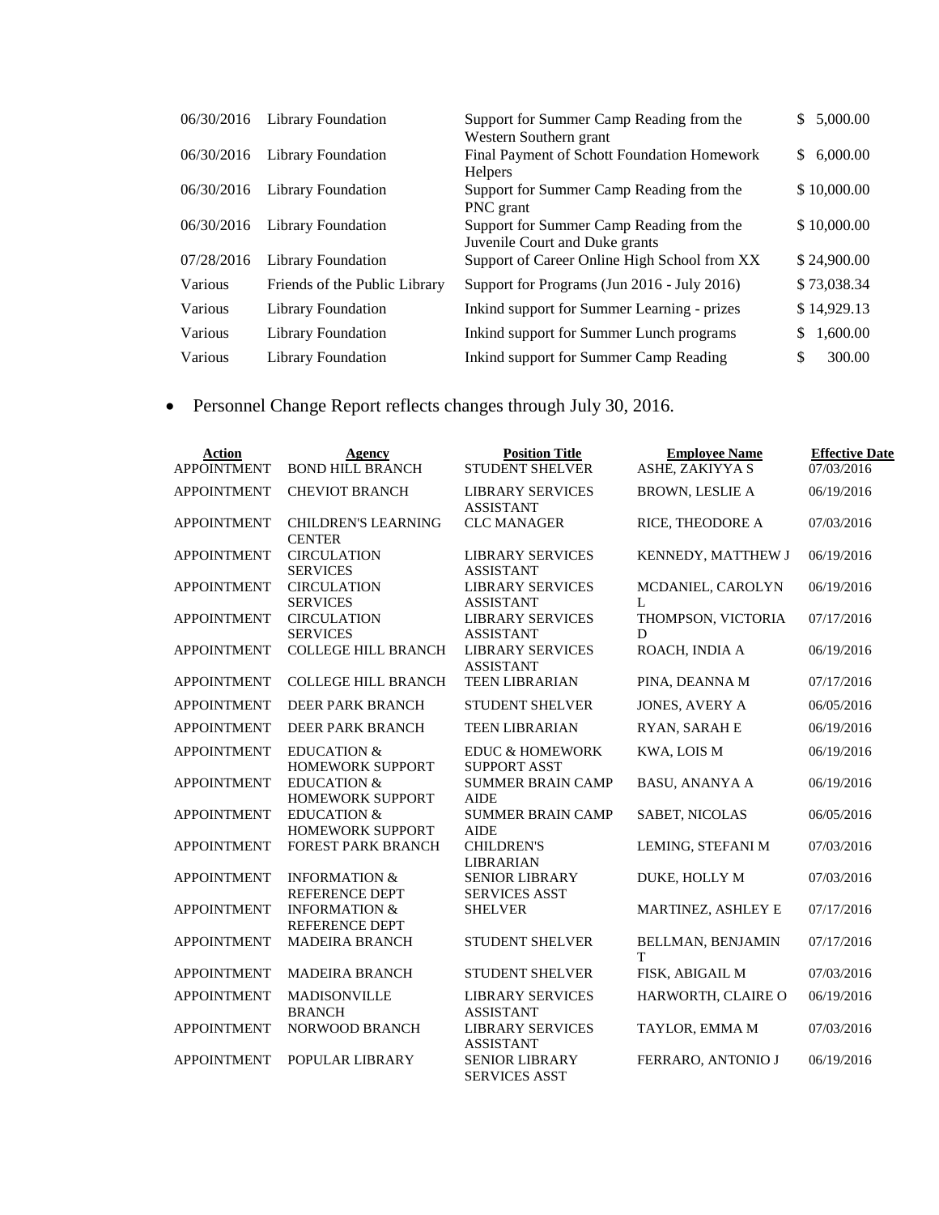| | | | |
|---|---|---|---|
| 06/30/2016 | Library Foundation | Support for Summer Camp Reading from the Western Southern grant | $ 5,000.00 |
| 06/30/2016 | Library Foundation | Final Payment of Schott Foundation Homework Helpers | $ 6,000.00 |
| 06/30/2016 | Library Foundation | Support for Summer Camp Reading from the PNC grant | $ 10,000.00 |
| 06/30/2016 | Library Foundation | Support for Summer Camp Reading from the Juvenile Court and Duke grants | $ 10,000.00 |
| 07/28/2016 | Library Foundation | Support of Career Online High School from XX | $ 24,900.00 |
| Various | Friends of the Public Library | Support for Programs (Jun 2016 - July 2016) | $ 73,038.34 |
| Various | Library Foundation | Inkind support for Summer Learning - prizes | $ 14,929.13 |
| Various | Library Foundation | Inkind support for Summer Lunch programs | $ 1,600.00 |
| Various | Library Foundation | Inkind support for Summer Camp Reading | $ 300.00 |

- Personnel Change Report reflects changes through July 30, 2016.

| Action | Agency | Position Title | Employee Name | Effective Date |
|---|---|---|---|---|
| APPOINTMENT | BOND HILL BRANCH | STUDENT SHELVER | ASHE, ZAKIYYA S | 07/03/2016 |
| APPOINTMENT | CHEVIOT BRANCH | LIBRARY SERVICES ASSISTANT | BROWN, LESLIE A | 06/19/2016 |
| APPOINTMENT | CHILDREN'S LEARNING CENTER | CLC MANAGER | RICE, THEODORE A | 07/03/2016 |
| APPOINTMENT | CIRCULATION SERVICES | LIBRARY SERVICES ASSISTANT | KENNEDY, MATTHEW J | 06/19/2016 |
| APPOINTMENT | CIRCULATION SERVICES | LIBRARY SERVICES ASSISTANT | MCDANIEL, CAROLYN L | 06/19/2016 |
| APPOINTMENT | CIRCULATION SERVICES | LIBRARY SERVICES ASSISTANT | THOMPSON, VICTORIA D | 07/17/2016 |
| APPOINTMENT | COLLEGE HILL BRANCH | LIBRARY SERVICES ASSISTANT | ROACH, INDIA A | 06/19/2016 |
| APPOINTMENT | COLLEGE HILL BRANCH | TEEN LIBRARIAN | PINA, DEANNA M | 07/17/2016 |
| APPOINTMENT | DEER PARK BRANCH | STUDENT SHELVER | JONES, AVERY A | 06/05/2016 |
| APPOINTMENT | DEER PARK BRANCH | TEEN LIBRARIAN | RYAN, SARAH E | 06/19/2016 |
| APPOINTMENT | EDUCATION & HOMEWORK SUPPORT | EDUC & HOMEWORK SUPPORT ASST | KWA, LOIS M | 06/19/2016 |
| APPOINTMENT | EDUCATION & HOMEWORK SUPPORT | SUMMER BRAIN CAMP AIDE | BASU, ANANYA A | 06/19/2016 |
| APPOINTMENT | EDUCATION & HOMEWORK SUPPORT | SUMMER BRAIN CAMP AIDE | SABET, NICOLAS | 06/05/2016 |
| APPOINTMENT | FOREST PARK BRANCH | CHILDREN'S LIBRARIAN | LEMING, STEFANI M | 07/03/2016 |
| APPOINTMENT | INFORMATION & REFERENCE DEPT | SENIOR LIBRARY SERVICES ASST | DUKE, HOLLY M | 07/03/2016 |
| APPOINTMENT | INFORMATION & REFERENCE DEPT | SHELVER | MARTINEZ, ASHLEY E | 07/17/2016 |
| APPOINTMENT | MADEIRA BRANCH | STUDENT SHELVER | BELLMAN, BENJAMIN T | 07/17/2016 |
| APPOINTMENT | MADEIRA BRANCH | STUDENT SHELVER | FISK, ABIGAIL M | 07/03/2016 |
| APPOINTMENT | MADISONVILLE BRANCH | LIBRARY SERVICES ASSISTANT | HARWORTH, CLAIRE O | 06/19/2016 |
| APPOINTMENT | NORWOOD BRANCH | LIBRARY SERVICES ASSISTANT | TAYLOR, EMMA M | 07/03/2016 |
| APPOINTMENT | POPULAR LIBRARY | SENIOR LIBRARY SERVICES ASST | FERRARO, ANTONIO J | 06/19/2016 |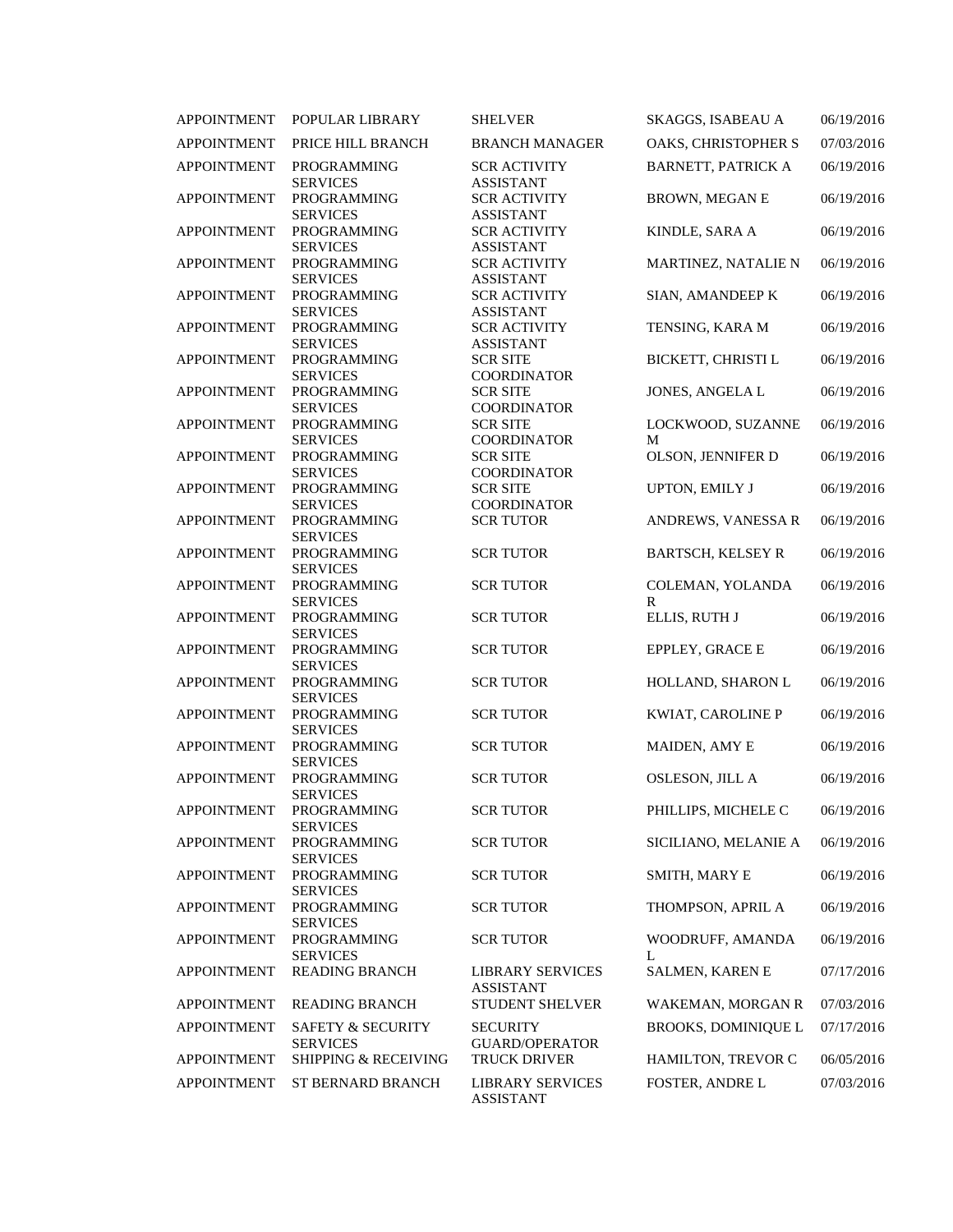| | | | | |
|---|---|---|---|---|
| APPOINTMENT | POPULAR LIBRARY | SHELVER | SKAGGS, ISABEAU A | 06/19/2016 |
| APPOINTMENT | PRICE HILL BRANCH | BRANCH MANAGER | OAKS, CHRISTOPHER S | 07/03/2016 |
| APPOINTMENT | PROGRAMMING SERVICES | SCR ACTIVITY ASSISTANT | BARNETT, PATRICK A | 06/19/2016 |
| APPOINTMENT | PROGRAMMING SERVICES | SCR ACTIVITY ASSISTANT | BROWN, MEGAN E | 06/19/2016 |
| APPOINTMENT | PROGRAMMING SERVICES | SCR ACTIVITY ASSISTANT | KINDLE, SARA A | 06/19/2016 |
| APPOINTMENT | PROGRAMMING SERVICES | SCR ACTIVITY ASSISTANT | MARTINEZ, NATALIE N | 06/19/2016 |
| APPOINTMENT | PROGRAMMING SERVICES | SCR ACTIVITY ASSISTANT | SIAN, AMANDEEP K | 06/19/2016 |
| APPOINTMENT | PROGRAMMING SERVICES | SCR ACTIVITY ASSISTANT | TENSING, KARA M | 06/19/2016 |
| APPOINTMENT | PROGRAMMING SERVICES | SCR SITE COORDINATOR | BICKETT, CHRISTI L | 06/19/2016 |
| APPOINTMENT | PROGRAMMING SERVICES | SCR SITE COORDINATOR | JONES, ANGELA L | 06/19/2016 |
| APPOINTMENT | PROGRAMMING SERVICES | SCR SITE COORDINATOR | LOCKWOOD, SUZANNE M | 06/19/2016 |
| APPOINTMENT | PROGRAMMING SERVICES | SCR SITE COORDINATOR | OLSON, JENNIFER D | 06/19/2016 |
| APPOINTMENT | PROGRAMMING SERVICES | SCR SITE COORDINATOR | UPTON, EMILY J | 06/19/2016 |
| APPOINTMENT | PROGRAMMING SERVICES | SCR TUTOR | ANDREWS, VANESSA R | 06/19/2016 |
| APPOINTMENT | PROGRAMMING SERVICES | SCR TUTOR | BARTSCH, KELSEY R | 06/19/2016 |
| APPOINTMENT | PROGRAMMING SERVICES | SCR TUTOR | COLEMAN, YOLANDA R | 06/19/2016 |
| APPOINTMENT | PROGRAMMING SERVICES | SCR TUTOR | ELLIS, RUTH J | 06/19/2016 |
| APPOINTMENT | PROGRAMMING SERVICES | SCR TUTOR | EPPLEY, GRACE E | 06/19/2016 |
| APPOINTMENT | PROGRAMMING SERVICES | SCR TUTOR | HOLLAND, SHARON L | 06/19/2016 |
| APPOINTMENT | PROGRAMMING SERVICES | SCR TUTOR | KWIAT, CAROLINE P | 06/19/2016 |
| APPOINTMENT | PROGRAMMING SERVICES | SCR TUTOR | MAIDEN, AMY E | 06/19/2016 |
| APPOINTMENT | PROGRAMMING SERVICES | SCR TUTOR | OSLESON, JILL A | 06/19/2016 |
| APPOINTMENT | PROGRAMMING SERVICES | SCR TUTOR | PHILLIPS, MICHELE C | 06/19/2016 |
| APPOINTMENT | PROGRAMMING SERVICES | SCR TUTOR | SICILIANO, MELANIE A | 06/19/2016 |
| APPOINTMENT | PROGRAMMING SERVICES | SCR TUTOR | SMITH, MARY E | 06/19/2016 |
| APPOINTMENT | PROGRAMMING SERVICES | SCR TUTOR | THOMPSON, APRIL A | 06/19/2016 |
| APPOINTMENT | PROGRAMMING SERVICES | SCR TUTOR | WOODRUFF, AMANDA L | 06/19/2016 |
| APPOINTMENT | READING BRANCH | LIBRARY SERVICES ASSISTANT | SALMEN, KAREN E | 07/17/2016 |
| APPOINTMENT | READING BRANCH | STUDENT SHELVER | WAKEMAN, MORGAN R | 07/03/2016 |
| APPOINTMENT | SAFETY & SECURITY SERVICES | SECURITY GUARD/OPERATOR | BROOKS, DOMINIQUE L | 07/17/2016 |
| APPOINTMENT | SHIPPING & RECEIVING | TRUCK DRIVER | HAMILTON, TREVOR C | 06/05/2016 |
| APPOINTMENT | ST BERNARD BRANCH | LIBRARY SERVICES ASSISTANT | FOSTER, ANDRE L | 07/03/2016 |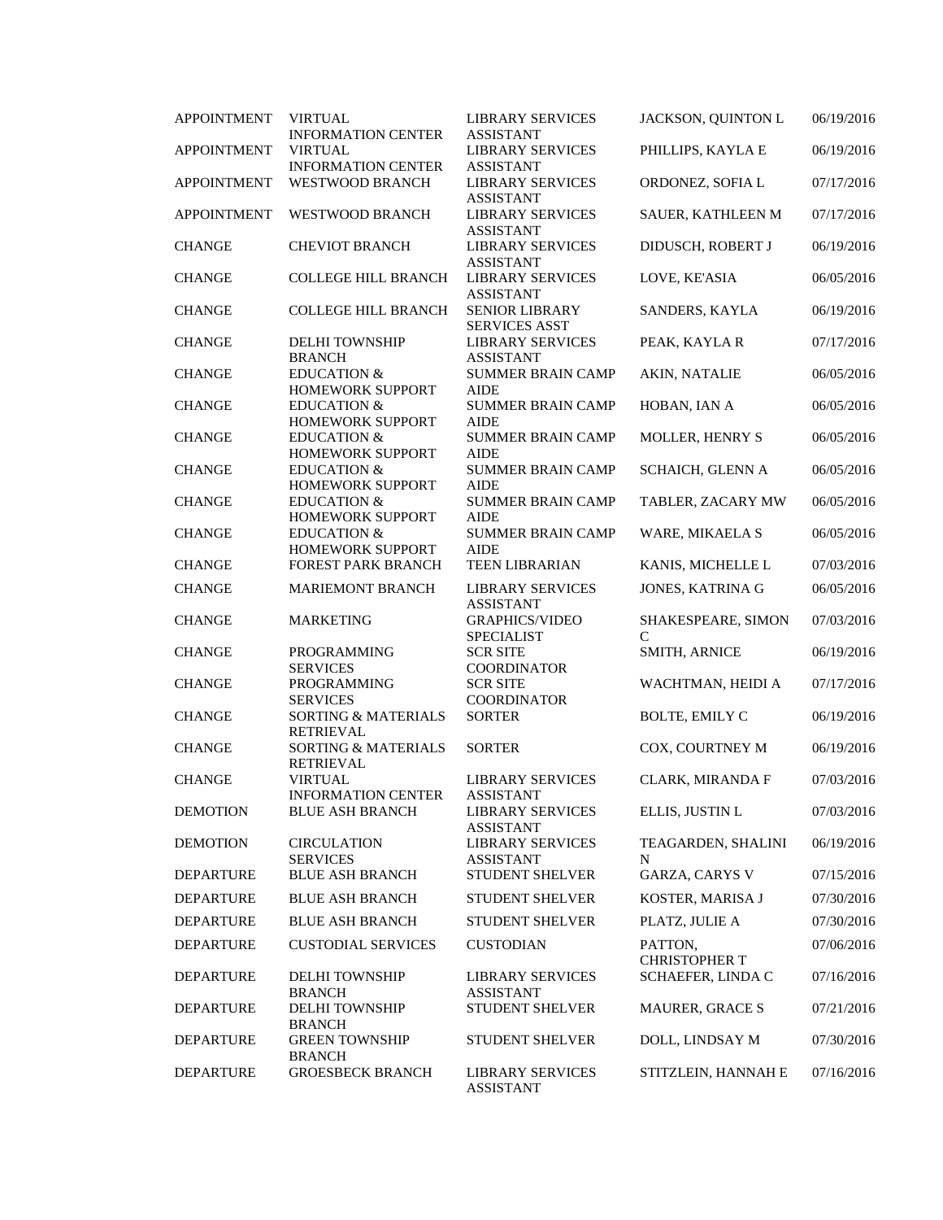| | | | | |
|---|---|---|---|---|
| APPOINTMENT | VIRTUAL INFORMATION CENTER | LIBRARY SERVICES ASSISTANT | JACKSON, QUINTON L | 06/19/2016 |
| APPOINTMENT | VIRTUAL INFORMATION CENTER | LIBRARY SERVICES ASSISTANT | PHILLIPS, KAYLA E | 06/19/2016 |
| APPOINTMENT | WESTWOOD BRANCH | LIBRARY SERVICES ASSISTANT | ORDONEZ, SOFIA L | 07/17/2016 |
| APPOINTMENT | WESTWOOD BRANCH | LIBRARY SERVICES ASSISTANT | SAUER, KATHLEEN M | 07/17/2016 |
| CHANGE | CHEVIOT BRANCH | LIBRARY SERVICES ASSISTANT | DIDUSCH, ROBERT J | 06/19/2016 |
| CHANGE | COLLEGE HILL BRANCH | LIBRARY SERVICES ASSISTANT | LOVE, KE'ASIA | 06/05/2016 |
| CHANGE | COLLEGE HILL BRANCH | SENIOR LIBRARY SERVICES ASST | SANDERS, KAYLA | 06/19/2016 |
| CHANGE | DELHI TOWNSHIP BRANCH | LIBRARY SERVICES ASSISTANT | PEAK, KAYLA R | 07/17/2016 |
| CHANGE | EDUCATION & HOMEWORK SUPPORT | SUMMER BRAIN CAMP AIDE | AKIN, NATALIE | 06/05/2016 |
| CHANGE | EDUCATION & HOMEWORK SUPPORT | SUMMER BRAIN CAMP AIDE | HOBAN, IAN A | 06/05/2016 |
| CHANGE | EDUCATION & HOMEWORK SUPPORT | SUMMER BRAIN CAMP AIDE | MOLLER, HENRY S | 06/05/2016 |
| CHANGE | EDUCATION & HOMEWORK SUPPORT | SUMMER BRAIN CAMP AIDE | SCHAICH, GLENN A | 06/05/2016 |
| CHANGE | EDUCATION & HOMEWORK SUPPORT | SUMMER BRAIN CAMP AIDE | TABLER, ZACARY MW | 06/05/2016 |
| CHANGE | EDUCATION & HOMEWORK SUPPORT | SUMMER BRAIN CAMP AIDE | WARE, MIKAELA S | 06/05/2016 |
| CHANGE | FOREST PARK BRANCH | TEEN LIBRARIAN | KANIS, MICHELLE L | 07/03/2016 |
| CHANGE | MARIEMONT BRANCH | LIBRARY SERVICES ASSISTANT | JONES, KATRINA G | 06/05/2016 |
| CHANGE | MARKETING | GRAPHICS/VIDEO SPECIALIST | SHAKESPEARE, SIMON C | 07/03/2016 |
| CHANGE | PROGRAMMING SERVICES | SCR SITE COORDINATOR | SMITH, ARNICE | 06/19/2016 |
| CHANGE | PROGRAMMING SERVICES | SCR SITE COORDINATOR | WACHTMAN, HEIDI A | 07/17/2016 |
| CHANGE | SORTING & MATERIALS RETRIEVAL | SORTER | BOLTE, EMILY C | 06/19/2016 |
| CHANGE | SORTING & MATERIALS RETRIEVAL | SORTER | COX, COURTNEY M | 06/19/2016 |
| CHANGE | VIRTUAL INFORMATION CENTER | LIBRARY SERVICES ASSISTANT | CLARK, MIRANDA F | 07/03/2016 |
| DEMOTION | BLUE ASH BRANCH | LIBRARY SERVICES ASSISTANT | ELLIS, JUSTIN L | 07/03/2016 |
| DEMOTION | CIRCULATION SERVICES | LIBRARY SERVICES ASSISTANT | TEAGARDEN, SHALINI N | 06/19/2016 |
| DEPARTURE | BLUE ASH BRANCH | STUDENT SHELVER | GARZA, CARYS V | 07/15/2016 |
| DEPARTURE | BLUE ASH BRANCH | STUDENT SHELVER | KOSTER, MARISA J | 07/30/2016 |
| DEPARTURE | BLUE ASH BRANCH | STUDENT SHELVER | PLATZ, JULIE A | 07/30/2016 |
| DEPARTURE | CUSTODIAL SERVICES | CUSTODIAN | PATTON, CHRISTOPHER T | 07/06/2016 |
| DEPARTURE | DELHI TOWNSHIP BRANCH | LIBRARY SERVICES ASSISTANT | SCHAEFER, LINDA C | 07/16/2016 |
| DEPARTURE | DELHI TOWNSHIP BRANCH | STUDENT SHELVER | MAURER, GRACE S | 07/21/2016 |
| DEPARTURE | GREEN TOWNSHIP BRANCH | STUDENT SHELVER | DOLL, LINDSAY M | 07/30/2016 |
| DEPARTURE | GROESBECK BRANCH | LIBRARY SERVICES ASSISTANT | STITZLEIN, HANNAH E | 07/16/2016 |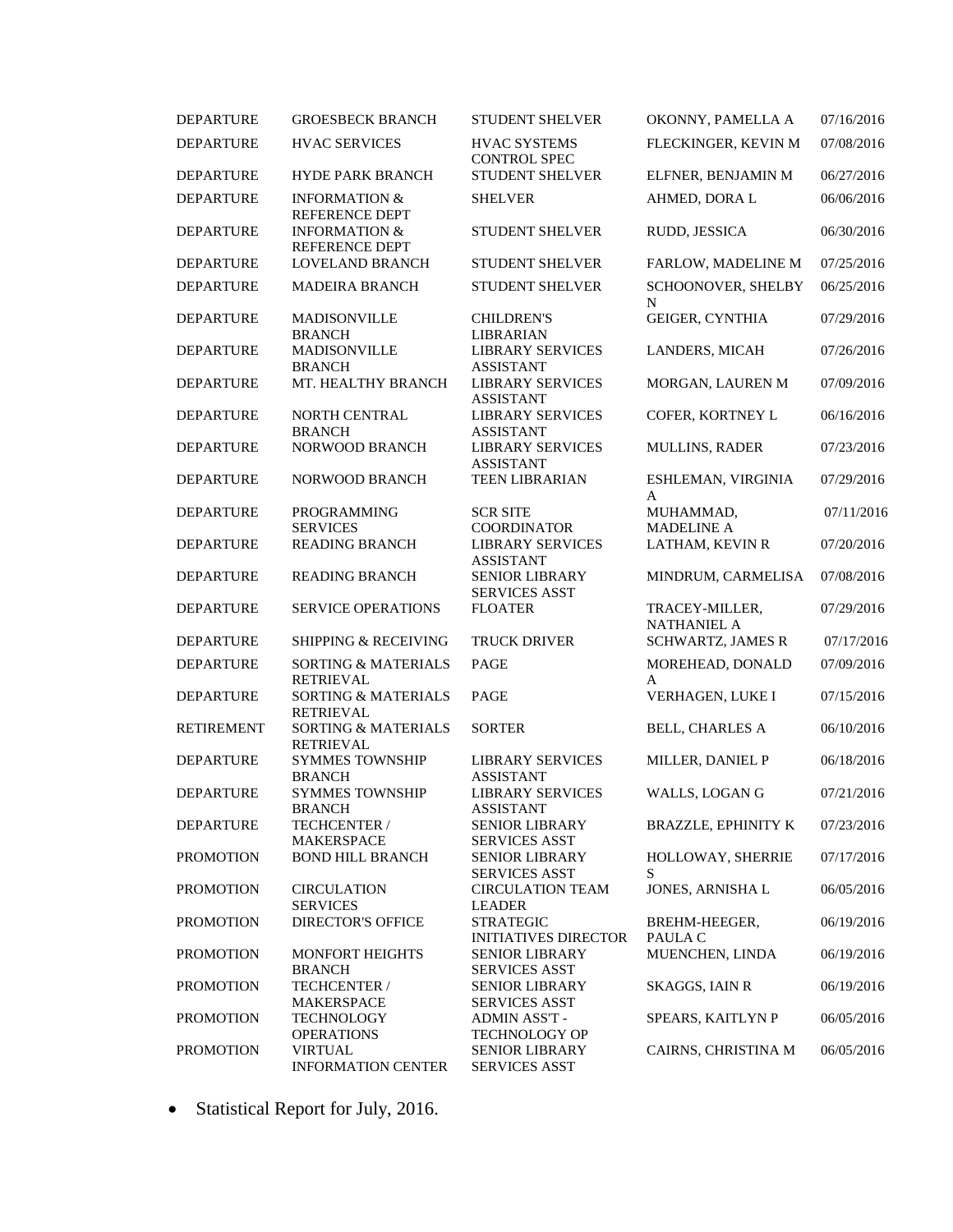| DEPARTURE | GROESBECK BRANCH | STUDENT SHELVER | OKONNY, PAMELLA A | 07/16/2016 |
|---|---|---|---|---|
| DEPARTURE | HVAC SERVICES | HVAC SYSTEMS CONTROL SPEC | FLECKINGER, KEVIN M | 07/08/2016 |
| DEPARTURE | HYDE PARK BRANCH | STUDENT SHELVER | ELFNER, BENJAMIN M | 06/27/2016 |
| DEPARTURE | INFORMATION & REFERENCE DEPT | SHELVER | AHMED, DORA L | 06/06/2016 |
| DEPARTURE | INFORMATION & REFERENCE DEPT | STUDENT SHELVER | RUDD, JESSICA | 06/30/2016 |
| DEPARTURE | LOVELAND BRANCH | STUDENT SHELVER | FARLOW, MADELINE M | 07/25/2016 |
| DEPARTURE | MADEIRA BRANCH | STUDENT SHELVER | SCHOONOVER, SHELBY N | 06/25/2016 |
| DEPARTURE | MADISONVILLE BRANCH | CHILDREN'S LIBRARIAN | GEIGER, CYNTHIA | 07/29/2016 |
| DEPARTURE | MADISONVILLE BRANCH | LIBRARY SERVICES ASSISTANT | LANDERS, MICAH | 07/26/2016 |
| DEPARTURE | MT. HEALTHY BRANCH | LIBRARY SERVICES ASSISTANT | MORGAN, LAUREN M | 07/09/2016 |
| DEPARTURE | NORTH CENTRAL BRANCH | LIBRARY SERVICES ASSISTANT | COFER, KORTNEY L | 06/16/2016 |
| DEPARTURE | NORWOOD BRANCH | LIBRARY SERVICES ASSISTANT | MULLINS, RADER | 07/23/2016 |
| DEPARTURE | NORWOOD BRANCH | TEEN LIBRARIAN | ESHLEMAN, VIRGINIA A | 07/29/2016 |
| DEPARTURE | PROGRAMMING SERVICES | SCR SITE COORDINATOR | MUHAMMAD, MADELINE A | 07/11/2016 |
| DEPARTURE | READING BRANCH | LIBRARY SERVICES ASSISTANT | LATHAM, KEVIN R | 07/20/2016 |
| DEPARTURE | READING BRANCH | SENIOR LIBRARY SERVICES ASST | MINDRUM, CARMELISA | 07/08/2016 |
| DEPARTURE | SERVICE OPERATIONS | FLOATER | TRACEY-MILLER, NATHANIEL A | 07/29/2016 |
| DEPARTURE | SHIPPING & RECEIVING | TRUCK DRIVER | SCHWARTZ, JAMES R | 07/17/2016 |
| DEPARTURE | SORTING & MATERIALS RETRIEVAL | PAGE | MOREHEAD, DONALD A | 07/09/2016 |
| DEPARTURE | SORTING & MATERIALS RETRIEVAL | PAGE | VERHAGEN, LUKE I | 07/15/2016 |
| RETIREMENT | SORTING & MATERIALS RETRIEVAL | SORTER | BELL, CHARLES A | 06/10/2016 |
| DEPARTURE | SYMMES TOWNSHIP BRANCH | LIBRARY SERVICES ASSISTANT | MILLER, DANIEL P | 06/18/2016 |
| DEPARTURE | SYMMES TOWNSHIP BRANCH | LIBRARY SERVICES ASSISTANT | WALLS, LOGAN G | 07/21/2016 |
| DEPARTURE | TECHCENTER / MAKERSPACE | SENIOR LIBRARY SERVICES ASST | BRAZZLE, EPHINITY K | 07/23/2016 |
| PROMOTION | BOND HILL BRANCH | SENIOR LIBRARY SERVICES ASST | HOLLOWAY, SHERRIE S | 07/17/2016 |
| PROMOTION | CIRCULATION SERVICES | CIRCULATION TEAM LEADER | JONES, ARNISHA L | 06/05/2016 |
| PROMOTION | DIRECTOR'S OFFICE | STRATEGIC INITIATIVES DIRECTOR | BREHM-HEEGER, PAULA C | 06/19/2016 |
| PROMOTION | MONFORT HEIGHTS BRANCH | SENIOR LIBRARY SERVICES ASST | MUENCHEN, LINDA | 06/19/2016 |
| PROMOTION | TECHCENTER / MAKERSPACE | SENIOR LIBRARY SERVICES ASST | SKAGGS, IAIN R | 06/19/2016 |
| PROMOTION | TECHNOLOGY OPERATIONS | ADMIN ASS'T - TECHNOLOGY OP | SPEARS, KAITLYN P | 06/05/2016 |
| PROMOTION | VIRTUAL INFORMATION CENTER | SENIOR LIBRARY SERVICES ASST | CAIRNS, CHRISTINA M | 06/05/2016 |

- Statistical Report for July, 2016.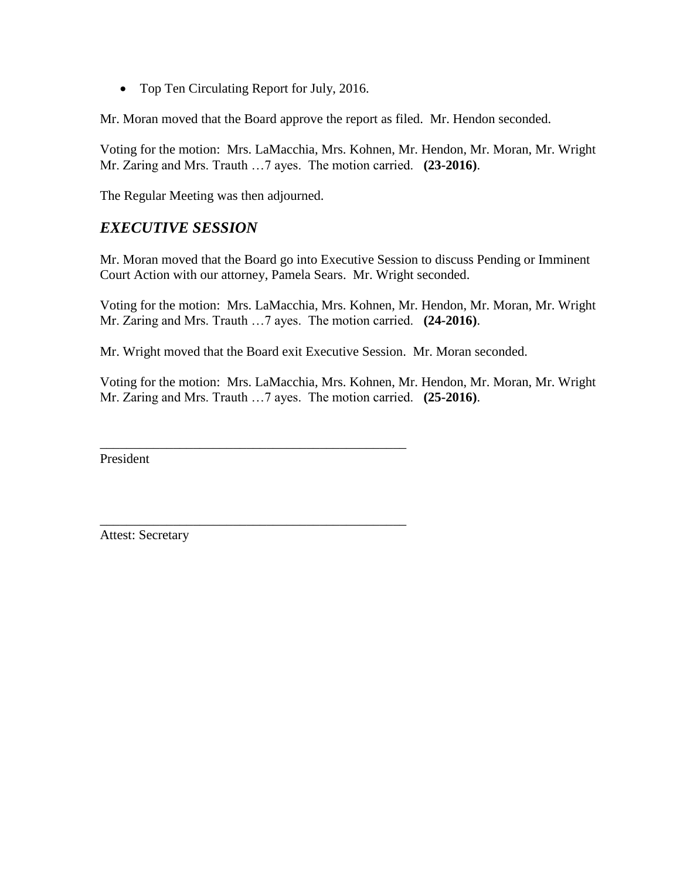- Top Ten Circulating Report for July, 2016.

Mr. Moran moved that the Board approve the report as filed. Mr. Hendon seconded.

Voting for the motion: Mrs. LaMacchia, Mrs. Kohnen, Mr. Hendon, Mr. Moran, Mr. Wright Mr. Zaring and Mrs. Trauth …7 ayes. The motion carried. **(23-2016)**.

The Regular Meeting was then adjourned.

## *EXECUTIVE SESSION*

Mr. Moran moved that the Board go into Executive Session to discuss Pending or Imminent Court Action with our attorney, Pamela Sears. Mr. Wright seconded.

Voting for the motion: Mrs. LaMacchia, Mrs. Kohnen, Mr. Hendon, Mr. Moran, Mr. Wright Mr. Zaring and Mrs. Trauth …7 ayes. The motion carried. **(24-2016)**.

Mr. Wright moved that the Board exit Executive Session. Mr. Moran seconded.

Voting for the motion: Mrs. LaMacchia, Mrs. Kohnen, Mr. Hendon, Mr. Moran, Mr. Wright Mr. Zaring and Mrs. Trauth …7 ayes. The motion carried. **(25-2016)**.

_______________________________________________
President

_______________________________________________
Attest: Secretary